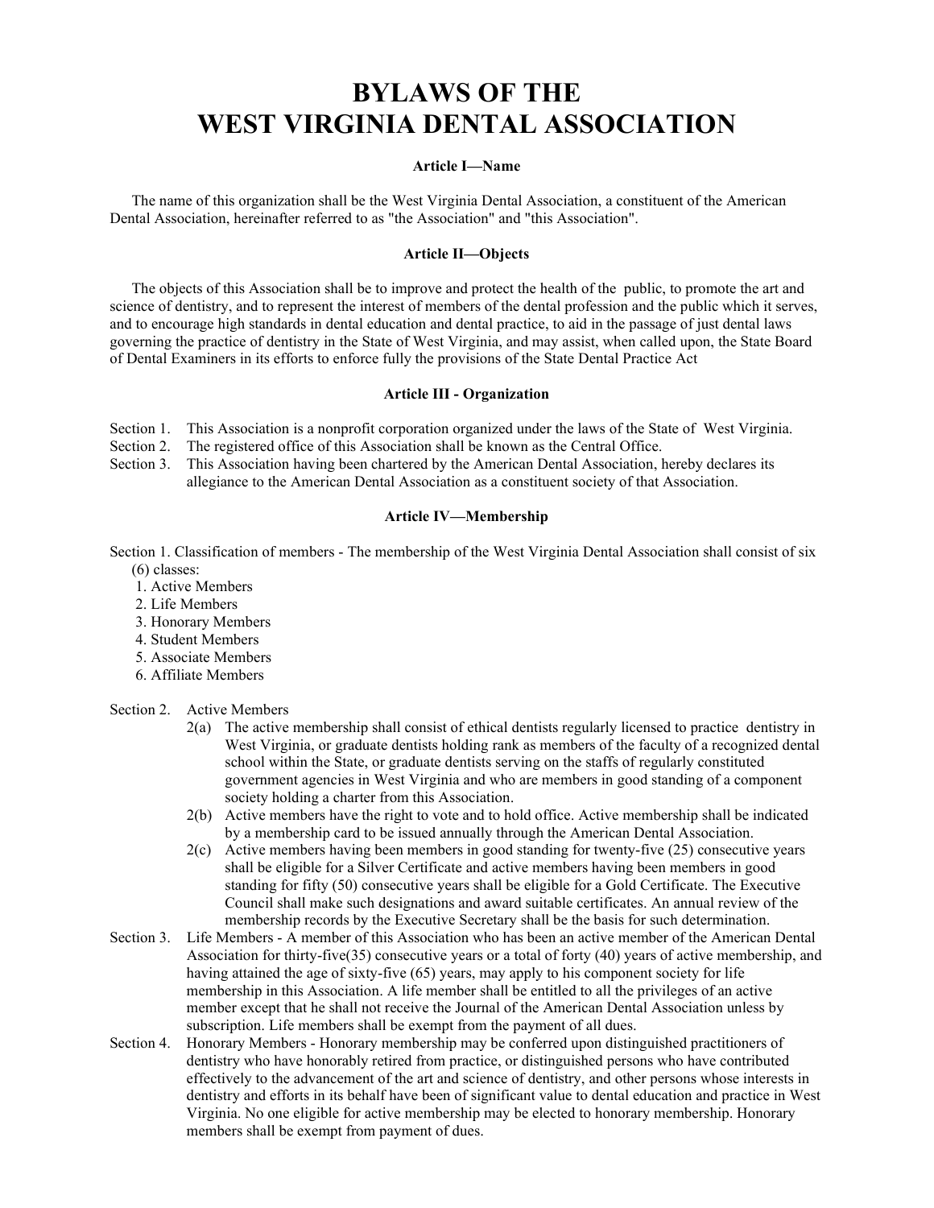# BYLAWS OF THE WEST VIRGINIA DENTAL ASSOCIATION

### Article I—Name

The name of this organization shall be the West Virginia Dental Association, a constituent of the American Dental Association, hereinafter referred to as "the Association" and "this Association".

### Article II—Objects

The objects of this Association shall be to improve and protect the health of the public, to promote the art and science of dentistry, and to represent the interest of members of the dental profession and the public which it serves, and to encourage high standards in dental education and dental practice, to aid in the passage of just dental laws governing the practice of dentistry in the State of West Virginia, and may assist, when called upon, the State Board of Dental Examiners in its efforts to enforce fully the provisions of the State Dental Practice Act

### Article III - Organization

Section 1. This Association is a nonprofit corporation organized under the laws of the State of West Virginia.

Section 2. The registered office of this Association shall be known as the Central Office.

Section 3. This Association having been chartered by the American Dental Association, hereby declares its allegiance to the American Dental Association as a constituent society of that Association.

### Article IV—Membership

Section 1. Classification of members - The membership of the West Virginia Dental Association shall consist of six (6) classes:

1. Active Members
2. Life Members
3. Honorary Members
4. Student Members
5. Associate Members
6. Affiliate Members

Section 2. Active Members

2(a) The active membership shall consist of ethical dentists regularly licensed to practice dentistry in West Virginia, or graduate dentists holding rank as members of the faculty of a recognized dental school within the State, or graduate dentists serving on the staffs of regularly constituted government agencies in West Virginia and who are members in good standing of a component society holding a charter from this Association.

2(b) Active members have the right to vote and to hold office. Active membership shall be indicated by a membership card to be issued annually through the American Dental Association.

2(c) Active members having been members in good standing for twenty-five (25) consecutive years shall be eligible for a Silver Certificate and active members having been members in good standing for fifty (50) consecutive years shall be eligible for a Gold Certificate. The Executive Council shall make such designations and award suitable certificates. An annual review of the membership records by the Executive Secretary shall be the basis for such determination.

Section 3. Life Members - A member of this Association who has been an active member of the American Dental Association for thirty-five(35) consecutive years or a total of forty (40) years of active membership, and having attained the age of sixty-five (65) years, may apply to his component society for life membership in this Association. A life member shall be entitled to all the privileges of an active member except that he shall not receive the Journal of the American Dental Association unless by subscription. Life members shall be exempt from the payment of all dues.

Section 4. Honorary Members - Honorary membership may be conferred upon distinguished practitioners of dentistry who have honorably retired from practice, or distinguished persons who have contributed effectively to the advancement of the art and science of dentistry, and other persons whose interests in dentistry and efforts in its behalf have been of significant value to dental education and practice in West Virginia. No one eligible for active membership may be elected to honorary membership. Honorary members shall be exempt from payment of dues.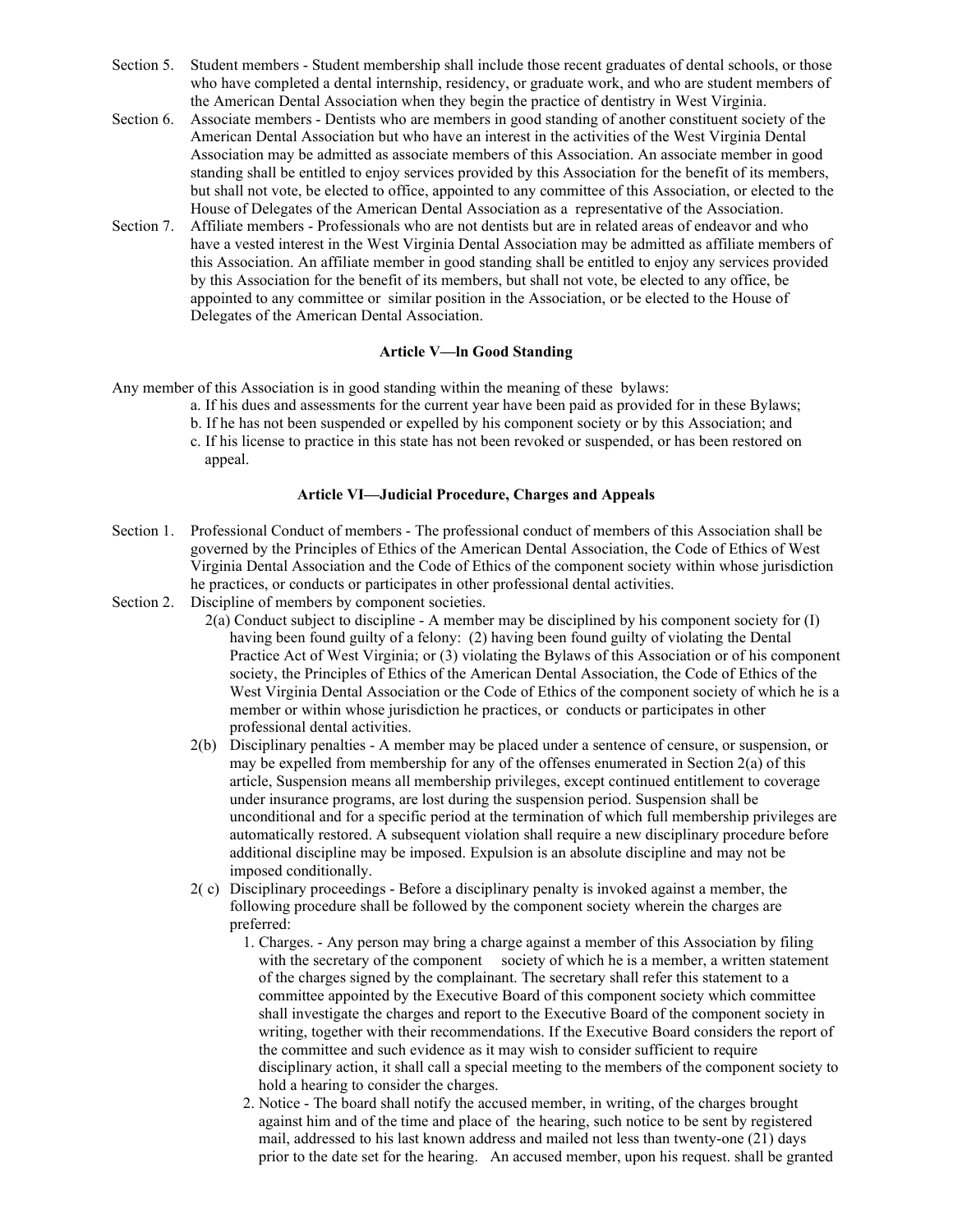Section 5. Student members - Student membership shall include those recent graduates of dental schools, or those who have completed a dental internship, residency, or graduate work, and who are student members of the American Dental Association when they begin the practice of dentistry in West Virginia.

Section 6. Associate members - Dentists who are members in good standing of another constituent society of the American Dental Association but who have an interest in the activities of the West Virginia Dental Association may be admitted as associate members of this Association. An associate member in good standing shall be entitled to enjoy services provided by this Association for the benefit of its members, but shall not vote, be elected to office, appointed to any committee of this Association, or elected to the House of Delegates of the American Dental Association as a representative of the Association.

Section 7. Affiliate members - Professionals who are not dentists but are in related areas of endeavor and who have a vested interest in the West Virginia Dental Association may be admitted as affiliate members of this Association. An affiliate member in good standing shall be entitled to enjoy any services provided by this Association for the benefit of its members, but shall not vote, be elected to any office, be appointed to any committee or similar position in the Association, or be elected to the House of Delegates of the American Dental Association.

### Article V—ln Good Standing

Any member of this Association is in good standing within the meaning of these bylaws:

a. If his dues and assessments for the current year have been paid as provided for in these Bylaws;
b. If he has not been suspended or expelled by his component society or by this Association; and
c. If his license to practice in this state has not been revoked or suspended, or has been restored on appeal.

### Article VI—Judicial Procedure, Charges and Appeals

Section 1. Professional Conduct of members - The professional conduct of members of this Association shall be governed by the Principles of Ethics of the American Dental Association, the Code of Ethics of West Virginia Dental Association and the Code of Ethics of the component society within whose jurisdiction he practices, or conducts or participates in other professional dental activities.

Section 2. Discipline of members by component societies.

2(a) Conduct subject to discipline - A member may be disciplined by his component society for (I) having been found guilty of a felony: (2) having been found guilty of violating the Dental Practice Act of West Virginia; or (3) violating the Bylaws of this Association or of his component society, the Principles of Ethics of the American Dental Association, the Code of Ethics of the West Virginia Dental Association or the Code of Ethics of the component society of which he is a member or within whose jurisdiction he practices, or conducts or participates in other professional dental activities.

2(b) Disciplinary penalties - A member may be placed under a sentence of censure, or suspension, or may be expelled from membership for any of the offenses enumerated in Section 2(a) of this article, Suspension means all membership privileges, except continued entitlement to coverage under insurance programs, are lost during the suspension period. Suspension shall be unconditional and for a specific period at the termination of which full membership privileges are automatically restored. A subsequent violation shall require a new disciplinary procedure before additional discipline may be imposed. Expulsion is an absolute discipline and may not be imposed conditionally.

2( c) Disciplinary proceedings - Before a disciplinary penalty is invoked against a member, the following procedure shall be followed by the component society wherein the charges are preferred:

1. Charges. - Any person may bring a charge against a member of this Association by filing with the secretary of the component society of which he is a member, a written statement of the charges signed by the complainant. The secretary shall refer this statement to a committee appointed by the Executive Board of this component society which committee shall investigate the charges and report to the Executive Board of the component society in writing, together with their recommendations. If the Executive Board considers the report of the committee and such evidence as it may wish to consider sufficient to require disciplinary action, it shall call a special meeting to the members of the component society to hold a hearing to consider the charges.
2. Notice - The board shall notify the accused member, in writing, of the charges brought against him and of the time and place of the hearing, such notice to be sent by registered mail, addressed to his last known address and mailed not less than twenty-one (21) days prior to the date set for the hearing. An accused member, upon his request. shall be granted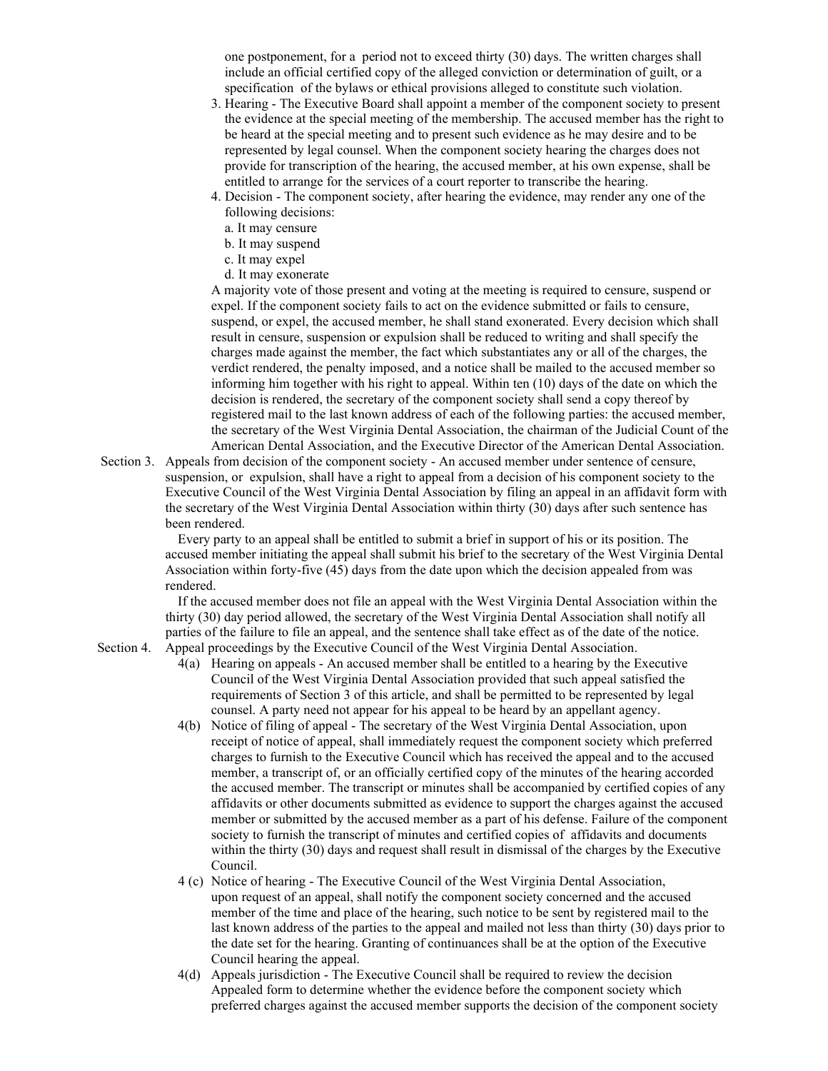one postponement, for a period not to exceed thirty (30) days. The written charges shall include an official certified copy of the alleged conviction or determination of guilt, or a specification of the bylaws or ethical provisions alleged to constitute such violation.

3. Hearing - The Executive Board shall appoint a member of the component society to present the evidence at the special meeting of the membership. The accused member has the right to be heard at the special meeting and to present such evidence as he may desire and to be represented by legal counsel. When the component society hearing the charges does not provide for transcription of the hearing, the accused member, at his own expense, shall be entitled to arrange for the services of a court reporter to transcribe the hearing.
4. Decision - The component society, after hearing the evidence, may render any one of the following decisions:
   a. It may censure
   b. It may suspend
   c. It may expel
   d. It may exonerate

A majority vote of those present and voting at the meeting is required to censure, suspend or expel. If the component society fails to act on the evidence submitted or fails to censure, suspend, or expel, the accused member, he shall stand exonerated. Every decision which shall result in censure, suspension or expulsion shall be reduced to writing and shall specify the charges made against the member, the fact which substantiates any or all of the charges, the verdict rendered, the penalty imposed, and a notice shall be mailed to the accused member so informing him together with his right to appeal. Within ten (10) days of the date on which the decision is rendered, the secretary of the component society shall send a copy thereof by registered mail to the last known address of each of the following parties: the accused member, the secretary of the West Virginia Dental Association, the chairman of the Judicial Count of the American Dental Association, and the Executive Director of the American Dental Association.

Section 3. Appeals from decision of the component society - An accused member under sentence of censure, suspension, or expulsion, shall have a right to appeal from a decision of his component society to the Executive Council of the West Virginia Dental Association by filing an appeal in an affidavit form with the secretary of the West Virginia Dental Association within thirty (30) days after such sentence has been rendered.

Every party to an appeal shall be entitled to submit a brief in support of his or its position. The accused member initiating the appeal shall submit his brief to the secretary of the West Virginia Dental Association within forty-five (45) days from the date upon which the decision appealed from was rendered.

If the accused member does not file an appeal with the West Virginia Dental Association within the thirty (30) day period allowed, the secretary of the West Virginia Dental Association shall notify all parties of the failure to file an appeal, and the sentence shall take effect as of the date of the notice.

Section 4. Appeal proceedings by the Executive Council of the West Virginia Dental Association.

4(a) Hearing on appeals - An accused member shall be entitled to a hearing by the Executive Council of the West Virginia Dental Association provided that such appeal satisfied the requirements of Section 3 of this article, and shall be permitted to be represented by legal counsel. A party need not appear for his appeal to be heard by an appellant agency.

4(b) Notice of filing of appeal - The secretary of the West Virginia Dental Association, upon receipt of notice of appeal, shall immediately request the component society which preferred charges to furnish to the Executive Council which has received the appeal and to the accused member, a transcript of, or an officially certified copy of the minutes of the hearing accorded the accused member. The transcript or minutes shall be accompanied by certified copies of any affidavits or other documents submitted as evidence to support the charges against the accused member or submitted by the accused member as a part of his defense. Failure of the component society to furnish the transcript of minutes and certified copies of affidavits and documents within the thirty (30) days and request shall result in dismissal of the charges by the Executive Council.

4 (c) Notice of hearing - The Executive Council of the West Virginia Dental Association, upon request of an appeal, shall notify the component society concerned and the accused member of the time and place of the hearing, such notice to be sent by registered mail to the last known address of the parties to the appeal and mailed not less than thirty (30) days prior to the date set for the hearing. Granting of continuances shall be at the option of the Executive Council hearing the appeal.

4(d) Appeals jurisdiction - The Executive Council shall be required to review the decision Appealed form to determine whether the evidence before the component society which preferred charges against the accused member supports the decision of the component society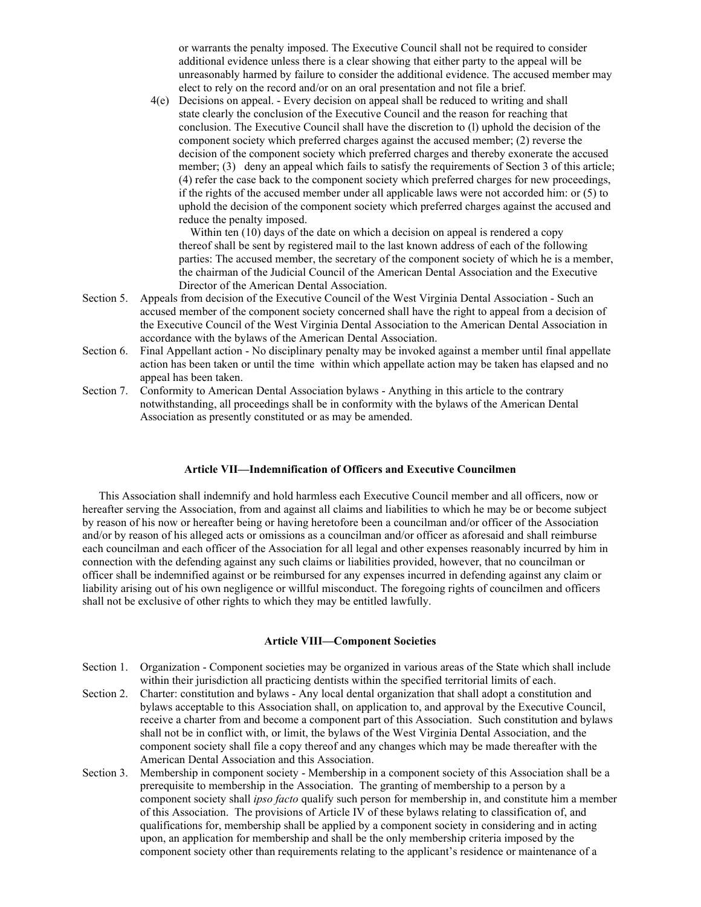or warrants the penalty imposed. The Executive Council shall not be required to consider additional evidence unless there is a clear showing that either party to the appeal will be unreasonably harmed by failure to consider the additional evidence. The accused member may elect to rely on the record and/or on an oral presentation and not file a brief.

4(e) Decisions on appeal. - Every decision on appeal shall be reduced to writing and shall state clearly the conclusion of the Executive Council and the reason for reaching that conclusion. The Executive Council shall have the discretion to (l) uphold the decision of the component society which preferred charges against the accused member; (2) reverse the decision of the component society which preferred charges and thereby exonerate the accused member; (3) deny an appeal which fails to satisfy the requirements of Section 3 of this article; (4) refer the case back to the component society which preferred charges for new proceedings, if the rights of the accused member under all applicable laws were not accorded him: or (5) to uphold the decision of the component society which preferred charges against the accused and reduce the penalty imposed.

Within ten (10) days of the date on which a decision on appeal is rendered a copy thereof shall be sent by registered mail to the last known address of each of the following parties: The accused member, the secretary of the component society of which he is a member, the chairman of the Judicial Council of the American Dental Association and the Executive Director of the American Dental Association.

Section 5. Appeals from decision of the Executive Council of the West Virginia Dental Association - Such an accused member of the component society concerned shall have the right to appeal from a decision of the Executive Council of the West Virginia Dental Association to the American Dental Association in accordance with the bylaws of the American Dental Association.

Section 6. Final Appellant action - No disciplinary penalty may be invoked against a member until final appellate action has been taken or until the time within which appellate action may be taken has elapsed and no appeal has been taken.

Section 7. Conformity to American Dental Association bylaws - Anything in this article to the contrary notwithstanding, all proceedings shall be in conformity with the bylaws of the American Dental Association as presently constituted or as may be amended.

## Article VII—Indemnification of Officers and Executive Councilmen

This Association shall indemnify and hold harmless each Executive Council member and all officers, now or hereafter serving the Association, from and against all claims and liabilities to which he may be or become subject by reason of his now or hereafter being or having heretofore been a councilman and/or officer of the Association and/or by reason of his alleged acts or omissions as a councilman and/or officer as aforesaid and shall reimburse each councilman and each officer of the Association for all legal and other expenses reasonably incurred by him in connection with the defending against any such claims or liabilities provided, however, that no councilman or officer shall be indemnified against or be reimbursed for any expenses incurred in defending against any claim or liability arising out of his own negligence or willful misconduct. The foregoing rights of councilmen and officers shall not be exclusive of other rights to which they may be entitled lawfully.

## Article VIII—Component Societies

Section 1. Organization - Component societies may be organized in various areas of the State which shall include within their jurisdiction all practicing dentists within the specified territorial limits of each.

Section 2. Charter: constitution and bylaws - Any local dental organization that shall adopt a constitution and bylaws acceptable to this Association shall, on application to, and approval by the Executive Council, receive a charter from and become a component part of this Association. Such constitution and bylaws shall not be in conflict with, or limit, the bylaws of the West Virginia Dental Association, and the component society shall file a copy thereof and any changes which may be made thereafter with the American Dental Association and this Association.

Section 3. Membership in component society - Membership in a component society of this Association shall be a prerequisite to membership in the Association. The granting of membership to a person by a component society shall *ipso facto* qualify such person for membership in, and constitute him a member of this Association. The provisions of Article IV of these bylaws relating to classification of, and qualifications for, membership shall be applied by a component society in considering and in acting upon, an application for membership and shall be the only membership criteria imposed by the component society other than requirements relating to the applicant's residence or maintenance of a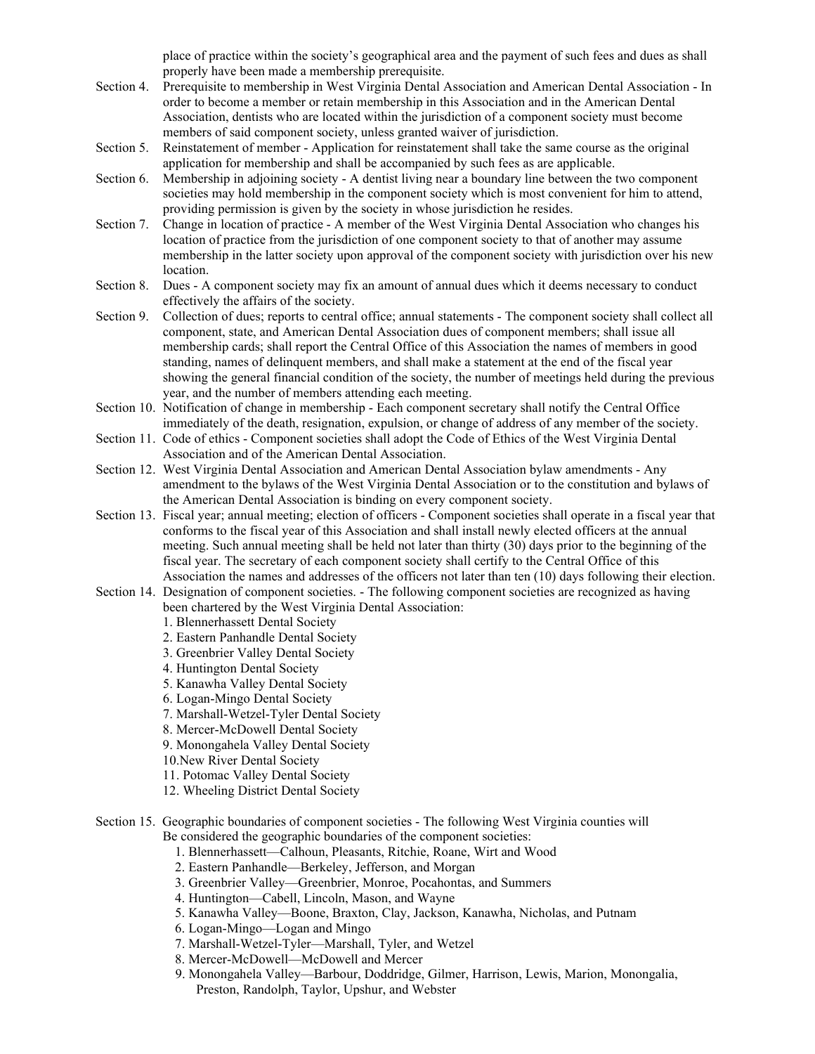place of practice within the society's geographical area and the payment of such fees and dues as shall properly have been made a membership prerequisite.

Section 4. Prerequisite to membership in West Virginia Dental Association and American Dental Association - In order to become a member or retain membership in this Association and in the American Dental Association, dentists who are located within the jurisdiction of a component society must become members of said component society, unless granted waiver of jurisdiction.

Section 5. Reinstatement of member - Application for reinstatement shall take the same course as the original application for membership and shall be accompanied by such fees as are applicable.

Section 6. Membership in adjoining society - A dentist living near a boundary line between the two component societies may hold membership in the component society which is most convenient for him to attend, providing permission is given by the society in whose jurisdiction he resides.

Section 7. Change in location of practice - A member of the West Virginia Dental Association who changes his location of practice from the jurisdiction of one component society to that of another may assume membership in the latter society upon approval of the component society with jurisdiction over his new location.

Section 8. Dues - A component society may fix an amount of annual dues which it deems necessary to conduct effectively the affairs of the society.

Section 9. Collection of dues; reports to central office; annual statements - The component society shall collect all component, state, and American Dental Association dues of component members; shall issue all membership cards; shall report the Central Office of this Association the names of members in good standing, names of delinquent members, and shall make a statement at the end of the fiscal year showing the general financial condition of the society, the number of meetings held during the previous year, and the number of members attending each meeting.

Section 10. Notification of change in membership - Each component secretary shall notify the Central Office immediately of the death, resignation, expulsion, or change of address of any member of the society.

Section 11. Code of ethics - Component societies shall adopt the Code of Ethics of the West Virginia Dental Association and of the American Dental Association.

Section 12. West Virginia Dental Association and American Dental Association bylaw amendments - Any amendment to the bylaws of the West Virginia Dental Association or to the constitution and bylaws of the American Dental Association is binding on every component society.

Section 13. Fiscal year; annual meeting; election of officers - Component societies shall operate in a fiscal year that conforms to the fiscal year of this Association and shall install newly elected officers at the annual meeting. Such annual meeting shall be held not later than thirty (30) days prior to the beginning of the fiscal year. The secretary of each component society shall certify to the Central Office of this Association the names and addresses of the officers not later than ten (10) days following their election.

Section 14. Designation of component societies. - The following component societies are recognized as having been chartered by the West Virginia Dental Association:

1. Blennerhassett Dental Society
2. Eastern Panhandle Dental Society
3. Greenbrier Valley Dental Society
4. Huntington Dental Society
5. Kanawha Valley Dental Society
6. Logan-Mingo Dental Society
7. Marshall-Wetzel-Tyler Dental Society
8. Mercer-McDowell Dental Society
9. Monongahela Valley Dental Society
10. New River Dental Society
11. Potomac Valley Dental Society
12. Wheeling District Dental Society

Section 15. Geographic boundaries of component societies - The following West Virginia counties will Be considered the geographic boundaries of the component societies:

1. Blennerhassett—Calhoun, Pleasants, Ritchie, Roane, Wirt and Wood
2. Eastern Panhandle—Berkeley, Jefferson, and Morgan
3. Greenbrier Valley—Greenbrier, Monroe, Pocahontas, and Summers
4. Huntington—Cabell, Lincoln, Mason, and Wayne
5. Kanawha Valley—Boone, Braxton, Clay, Jackson, Kanawha, Nicholas, and Putnam
6. Logan-Mingo—Logan and Mingo
7. Marshall-Wetzel-Tyler—Marshall, Tyler, and Wetzel
8. Mercer-McDowell—McDowell and Mercer
9. Monongahela Valley—Barbour, Doddridge, Gilmer, Harrison, Lewis, Marion, Monongalia, Preston, Randolph, Taylor, Upshur, and Webster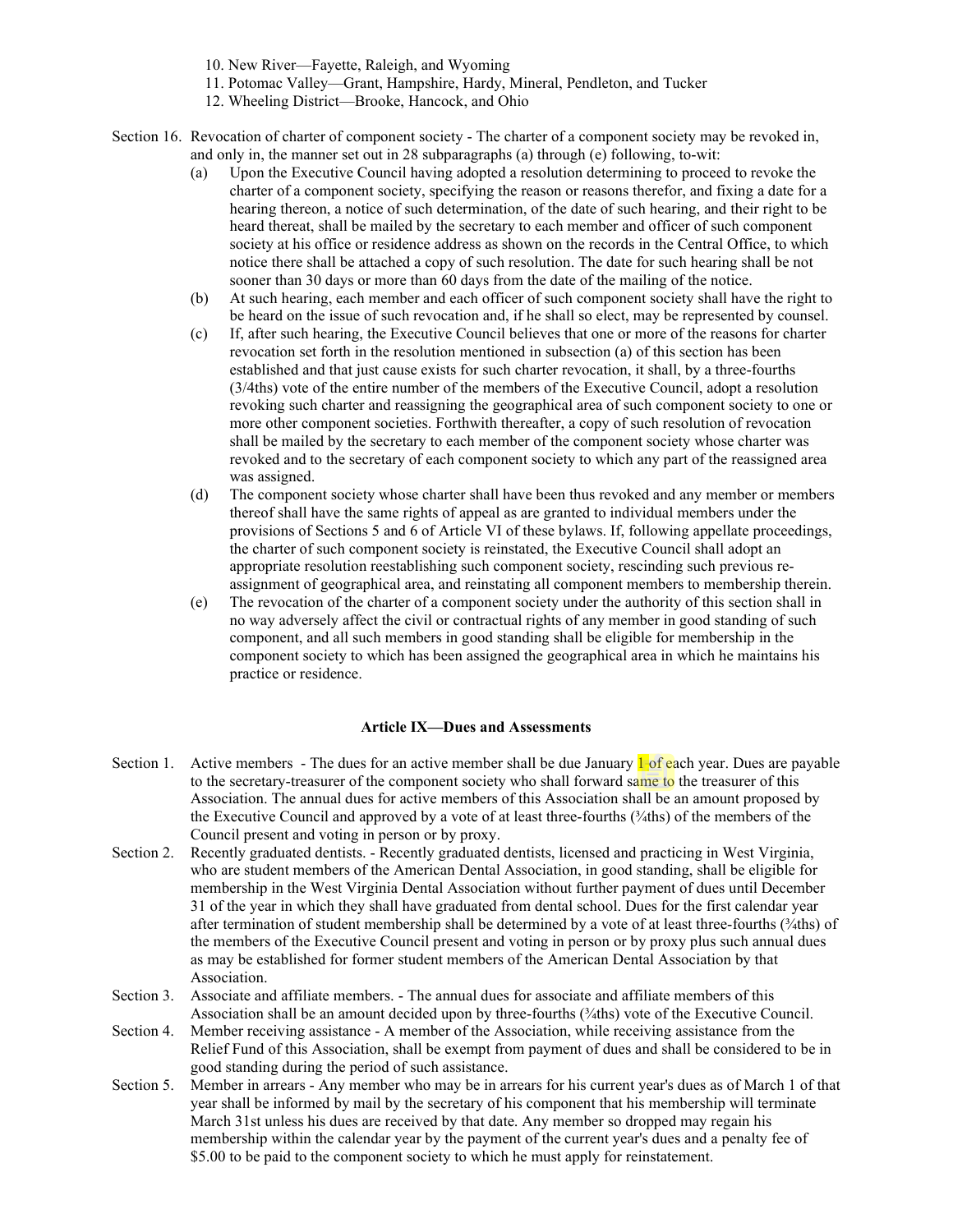10. New River—Fayette, Raleigh, and Wyoming
11. Potomac Valley—Grant, Hampshire, Hardy, Mineral, Pendleton, and Tucker
12. Wheeling District—Brooke, Hancock, and Ohio

Section 16. Revocation of charter of component society - The charter of a component society may be revoked in, and only in, the manner set out in 28 subparagraphs (a) through (e) following, to-wit:

(a) Upon the Executive Council having adopted a resolution determining to proceed to revoke the charter of a component society, specifying the reason or reasons therefor, and fixing a date for a hearing thereon, a notice of such determination, of the date of such hearing, and their right to be heard thereat, shall be mailed by the secretary to each member and officer of such component society at his office or residence address as shown on the records in the Central Office, to which notice there shall be attached a copy of such resolution. The date for such hearing shall be not sooner than 30 days or more than 60 days from the date of the mailing of the notice.

(b) At such hearing, each member and each officer of such component society shall have the right to be heard on the issue of such revocation and, if he shall so elect, may be represented by counsel.

(c) If, after such hearing, the Executive Council believes that one or more of the reasons for charter revocation set forth in the resolution mentioned in subsection (a) of this section has been established and that just cause exists for such charter revocation, it shall, by a three-fourths (3/4ths) vote of the entire number of the members of the Executive Council, adopt a resolution revoking such charter and reassigning the geographical area of such component society to one or more other component societies. Forthwith thereafter, a copy of such resolution of revocation shall be mailed by the secretary to each member of the component society whose charter was revoked and to the secretary of each component society to which any part of the reassigned area was assigned.

(d) The component society whose charter shall have been thus revoked and any member or members thereof shall have the same rights of appeal as are granted to individual members under the provisions of Sections 5 and 6 of Article VI of these bylaws. If, following appellate proceedings, the charter of such component society is reinstated, the Executive Council shall adopt an appropriate resolution reestablishing such component society, rescinding such previous re-assignment of geographical area, and reinstating all component members to membership therein.

(e) The revocation of the charter of a component society under the authority of this section shall in no way adversely affect the civil or contractual rights of any member in good standing of such component, and all such members in good standing shall be eligible for membership in the component society to which has been assigned the geographical area in which he maintains his practice or residence.

**Article IX—Dues and Assessments**

Section 1. Active members - The dues for an active member shall be due January 1 of each year. Dues are payable to the secretary-treasurer of the component society who shall forward same to the treasurer of this Association. The annual dues for active members of this Association shall be an amount proposed by the Executive Council and approved by a vote of at least three-fourths (¾ths) of the members of the Council present and voting in person or by proxy.

Section 2. Recently graduated dentists. - Recently graduated dentists, licensed and practicing in West Virginia, who are student members of the American Dental Association, in good standing, shall be eligible for membership in the West Virginia Dental Association without further payment of dues until December 31 of the year in which they shall have graduated from dental school. Dues for the first calendar year after termination of student membership shall be determined by a vote of at least three-fourths (¾ths) of the members of the Executive Council present and voting in person or by proxy plus such annual dues as may be established for former student members of the American Dental Association by that Association.

Section 3. Associate and affiliate members. - The annual dues for associate and affiliate members of this Association shall be an amount decided upon by three-fourths (¾ths) vote of the Executive Council.

Section 4. Member receiving assistance - A member of the Association, while receiving assistance from the Relief Fund of this Association, shall be exempt from payment of dues and shall be considered to be in good standing during the period of such assistance.

Section 5. Member in arrears - Any member who may be in arrears for his current year's dues as of March 1 of that year shall be informed by mail by the secretary of his component that his membership will terminate March 31st unless his dues are received by that date. Any member so dropped may regain his membership within the calendar year by the payment of the current year's dues and a penalty fee of $5.00 to be paid to the component society to which he must apply for reinstatement.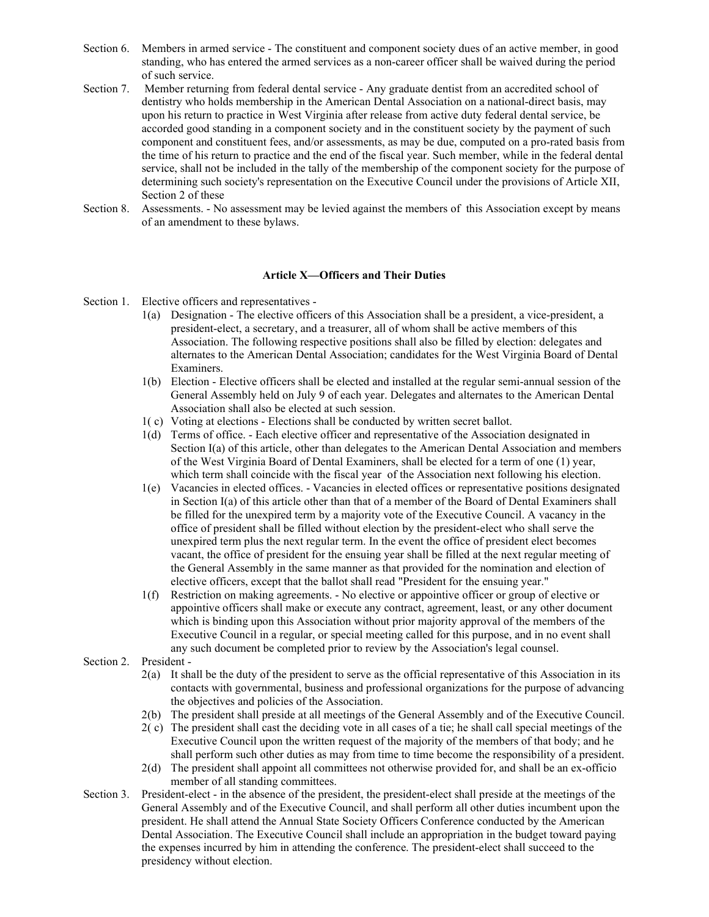Section 6. Members in armed service - The constituent and component society dues of an active member, in good standing, who has entered the armed services as a non-career officer shall be waived during the period of such service.

Section 7. Member returning from federal dental service - Any graduate dentist from an accredited school of dentistry who holds membership in the American Dental Association on a national-direct basis, may upon his return to practice in West Virginia after release from active duty federal dental service, be accorded good standing in a component society and in the constituent society by the payment of such component and constituent fees, and/or assessments, as may be due, computed on a pro-rated basis from the time of his return to practice and the end of the fiscal year. Such member, while in the federal dental service, shall not be included in the tally of the membership of the component society for the purpose of determining such society's representation on the Executive Council under the provisions of Article XII, Section 2 of these

Section 8. Assessments. - No assessment may be levied against the members of this Association except by means of an amendment to these bylaws.

## Article X—Officers and Their Duties

Section 1. Elective officers and representatives -

1(a) Designation - The elective officers of this Association shall be a president, a vice-president, a president-elect, a secretary, and a treasurer, all of whom shall be active members of this Association. The following respective positions shall also be filled by election: delegates and alternates to the American Dental Association; candidates for the West Virginia Board of Dental Examiners.

1(b) Election - Elective officers shall be elected and installed at the regular semi-annual session of the General Assembly held on July 9 of each year. Delegates and alternates to the American Dental Association shall also be elected at such session.

1( c) Voting at elections - Elections shall be conducted by written secret ballot.

1(d) Terms of office. - Each elective officer and representative of the Association designated in Section I(a) of this article, other than delegates to the American Dental Association and members of the West Virginia Board of Dental Examiners, shall be elected for a term of one (1) year, which term shall coincide with the fiscal year of the Association next following his election.

1(e) Vacancies in elected offices. - Vacancies in elected offices or representative positions designated in Section I(a) of this article other than that of a member of the Board of Dental Examiners shall be filled for the unexpired term by a majority vote of the Executive Council. A vacancy in the office of president shall be filled without election by the president-elect who shall serve the unexpired term plus the next regular term. In the event the office of president elect becomes vacant, the office of president for the ensuing year shall be filled at the next regular meeting of the General Assembly in the same manner as that provided for the nomination and election of elective officers, except that the ballot shall read "President for the ensuing year."

1(f) Restriction on making agreements. - No elective or appointive officer or group of elective or appointive officers shall make or execute any contract, agreement, least, or any other document which is binding upon this Association without prior majority approval of the members of the Executive Council in a regular, or special meeting called for this purpose, and in no event shall any such document be completed prior to review by the Association's legal counsel.

Section 2. President -

2(a) It shall be the duty of the president to serve as the official representative of this Association in its contacts with governmental, business and professional organizations for the purpose of advancing the objectives and policies of the Association.

2(b) The president shall preside at all meetings of the General Assembly and of the Executive Council.

2( c) The president shall cast the deciding vote in all cases of a tie; he shall call special meetings of the Executive Council upon the written request of the majority of the members of that body; and he shall perform such other duties as may from time to time become the responsibility of a president.

2(d) The president shall appoint all committees not otherwise provided for, and shall be an ex-officio member of all standing committees.

Section 3. President-elect - in the absence of the president, the president-elect shall preside at the meetings of the General Assembly and of the Executive Council, and shall perform all other duties incumbent upon the president. He shall attend the Annual State Society Officers Conference conducted by the American Dental Association. The Executive Council shall include an appropriation in the budget toward paying the expenses incurred by him in attending the conference. The president-elect shall succeed to the presidency without election.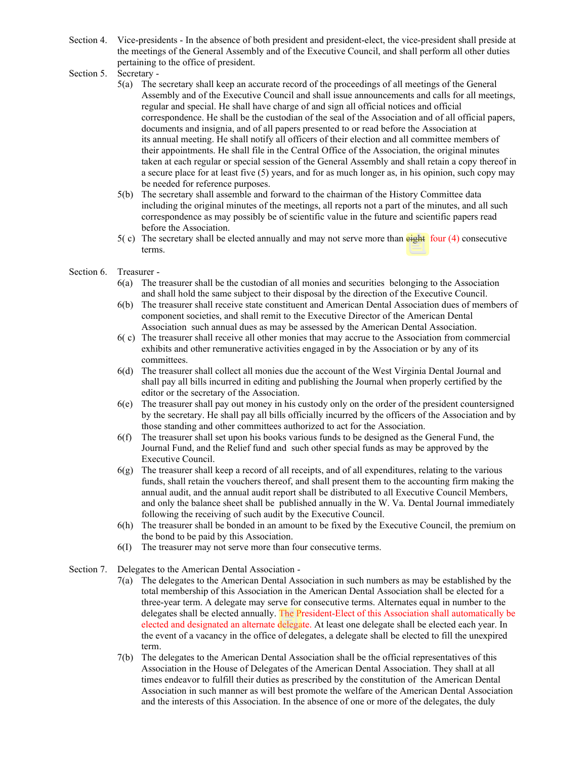Section 4. Vice-presidents - In the absence of both president and president-elect, the vice-president shall preside at the meetings of the General Assembly and of the Executive Council, and shall perform all other duties pertaining to the office of president.

Section 5. Secretary -

5(a) The secretary shall keep an accurate record of the proceedings of all meetings of the General Assembly and of the Executive Council and shall issue announcements and calls for all meetings, regular and special. He shall have charge of and sign all official notices and official correspondence. He shall be the custodian of the seal of the Association and of all official papers, documents and insignia, and of all papers presented to or read before the Association at its annual meeting. He shall notify all officers of their election and all committee members of their appointments. He shall file in the Central Office of the Association, the original minutes taken at each regular or special session of the General Assembly and shall retain a copy thereof in a secure place for at least five (5) years, and for as much longer as, in his opinion, such copy may be needed for reference purposes.

5(b) The secretary shall assemble and forward to the chairman of the History Committee data including the original minutes of the meetings, all reports not a part of the minutes, and all such correspondence as may possibly be of scientific value in the future and scientific papers read before the Association.

5( c) The secretary shall be elected annually and may not serve more than ~~eight~~ four (4) consecutive terms.

Section 6. Treasurer -

6(a) The treasurer shall be the custodian of all monies and securities belonging to the Association and shall hold the same subject to their disposal by the direction of the Executive Council.

6(b) The treasurer shall receive state constituent and American Dental Association dues of members of component societies, and shall remit to the Executive Director of the American Dental Association such annual dues as may be assessed by the American Dental Association.

6( c) The treasurer shall receive all other monies that may accrue to the Association from commercial exhibits and other remunerative activities engaged in by the Association or by any of its committees.

6(d) The treasurer shall collect all monies due the account of the West Virginia Dental Journal and shall pay all bills incurred in editing and publishing the Journal when properly certified by the editor or the secretary of the Association.

6(e) The treasurer shall pay out money in his custody only on the order of the president countersigned by the secretary. He shall pay all bills officially incurred by the officers of the Association and by those standing and other committees authorized to act for the Association.

6(f) The treasurer shall set upon his books various funds to be designed as the General Fund, the Journal Fund, and the Relief fund and such other special funds as may be approved by the Executive Council.

6(g) The treasurer shall keep a record of all receipts, and of all expenditures, relating to the various funds, shall retain the vouchers thereof, and shall present them to the accounting firm making the annual audit, and the annual audit report shall be distributed to all Executive Council Members, and only the balance sheet shall be published annually in the W. Va. Dental Journal immediately following the receiving of such audit by the Executive Council.

6(h) The treasurer shall be bonded in an amount to be fixed by the Executive Council, the premium on the bond to be paid by this Association.

6(I) The treasurer may not serve more than four consecutive terms.

Section 7. Delegates to the American Dental Association -

7(a) The delegates to the American Dental Association in such numbers as may be established by the total membership of this Association in the American Dental Association shall be elected for a three-year term. A delegate may serve for consecutive terms. Alternates equal in number to the delegates shall be elected annually. The President-Elect of this Association shall automatically be elected and designated an alternate delegate. At least one delegate shall be elected each year. In the event of a vacancy in the office of delegates, a delegate shall be elected to fill the unexpired term.

7(b) The delegates to the American Dental Association shall be the official representatives of this Association in the House of Delegates of the American Dental Association. They shall at all times endeavor to fulfill their duties as prescribed by the constitution of the American Dental Association in such manner as will best promote the welfare of the American Dental Association and the interests of this Association. In the absence of one or more of the delegates, the duly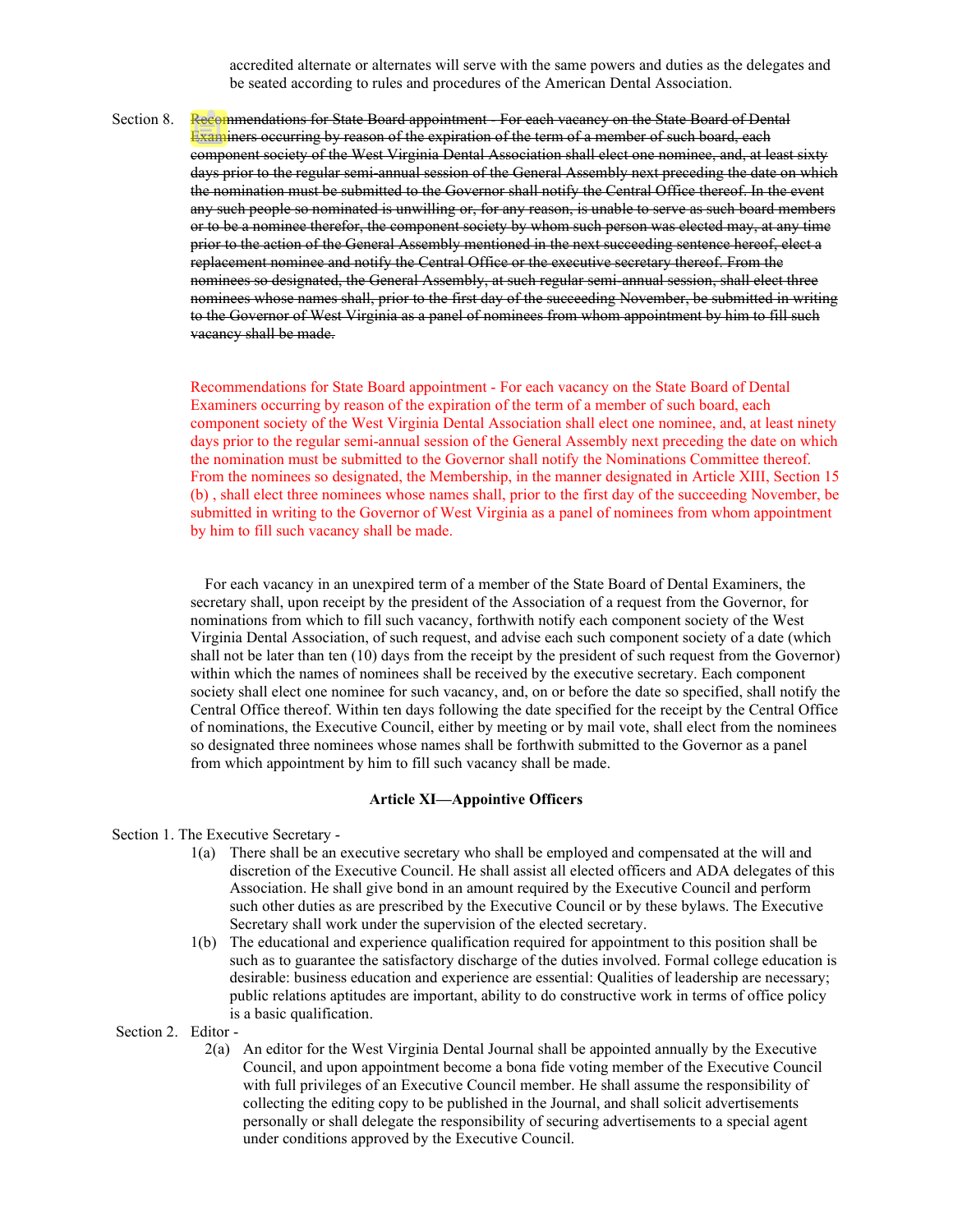accredited alternate or alternates will serve with the same powers and duties as the delegates and be seated according to rules and procedures of the American Dental Association.

Section 8. ~~Recommendations for State Board appointment - For each vacancy on the State Board of Dental Examiners occurring by reason of the expiration of the term of a member of such board, each component society of the West Virginia Dental Association shall elect one nominee, and, at least sixty days prior to the regular semi-annual session of the General Assembly next preceding the date on which the nomination must be submitted to the Governor shall notify the Central Office thereof. In the event any such people so nominated is unwilling or, for any reason, is unable to serve as such board members or to be a nominee therefor, the component society by whom such person was elected may, at any time prior to the action of the General Assembly mentioned in the next succeeding sentence hereof, elect a replacement nominee and notify the Central Office or the executive secretary thereof. From the nominees so designated, the General Assembly, at such regular semi-annual session, shall elect three nominees whose names shall, prior to the first day of the succeeding November, be submitted in writing to the Governor of West Virginia as a panel of nominees from whom appointment by him to fill such vacancy shall be made.~~

Recommendations for State Board appointment - For each vacancy on the State Board of Dental Examiners occurring by reason of the expiration of the term of a member of such board, each component society of the West Virginia Dental Association shall elect one nominee, and, at least ninety days prior to the regular semi-annual session of the General Assembly next preceding the date on which the nomination must be submitted to the Governor shall notify the Nominations Committee thereof. From the nominees so designated, the Membership, in the manner designated in Article XIII, Section 15 (b) , shall elect three nominees whose names shall, prior to the first day of the succeeding November, be submitted in writing to the Governor of West Virginia as a panel of nominees from whom appointment by him to fill such vacancy shall be made.

For each vacancy in an unexpired term of a member of the State Board of Dental Examiners, the secretary shall, upon receipt by the president of the Association of a request from the Governor, for nominations from which to fill such vacancy, forthwith notify each component society of the West Virginia Dental Association, of such request, and advise each such component society of a date (which shall not be later than ten (10) days from the receipt by the president of such request from the Governor) within which the names of nominees shall be received by the executive secretary. Each component society shall elect one nominee for such vacancy, and, on or before the date so specified, shall notify the Central Office thereof. Within ten days following the date specified for the receipt by the Central Office of nominations, the Executive Council, either by meeting or by mail vote, shall elect from the nominees so designated three nominees whose names shall be forthwith submitted to the Governor as a panel from which appointment by him to fill such vacancy shall be made.

## Article XI—Appointive Officers

Section 1. The Executive Secretary -

1(a) There shall be an executive secretary who shall be employed and compensated at the will and discretion of the Executive Council. He shall assist all elected officers and ADA delegates of this Association. He shall give bond in an amount required by the Executive Council and perform such other duties as are prescribed by the Executive Council or by these bylaws. The Executive Secretary shall work under the supervision of the elected secretary.

1(b) The educational and experience qualification required for appointment to this position shall be such as to guarantee the satisfactory discharge of the duties involved. Formal college education is desirable: business education and experience are essential: Qualities of leadership are necessary; public relations aptitudes are important, ability to do constructive work in terms of office policy is a basic qualification.

Section 2. Editor -

2(a) An editor for the West Virginia Dental Journal shall be appointed annually by the Executive Council, and upon appointment become a bona fide voting member of the Executive Council with full privileges of an Executive Council member. He shall assume the responsibility of collecting the editing copy to be published in the Journal, and shall solicit advertisements personally or shall delegate the responsibility of securing advertisements to a special agent under conditions approved by the Executive Council.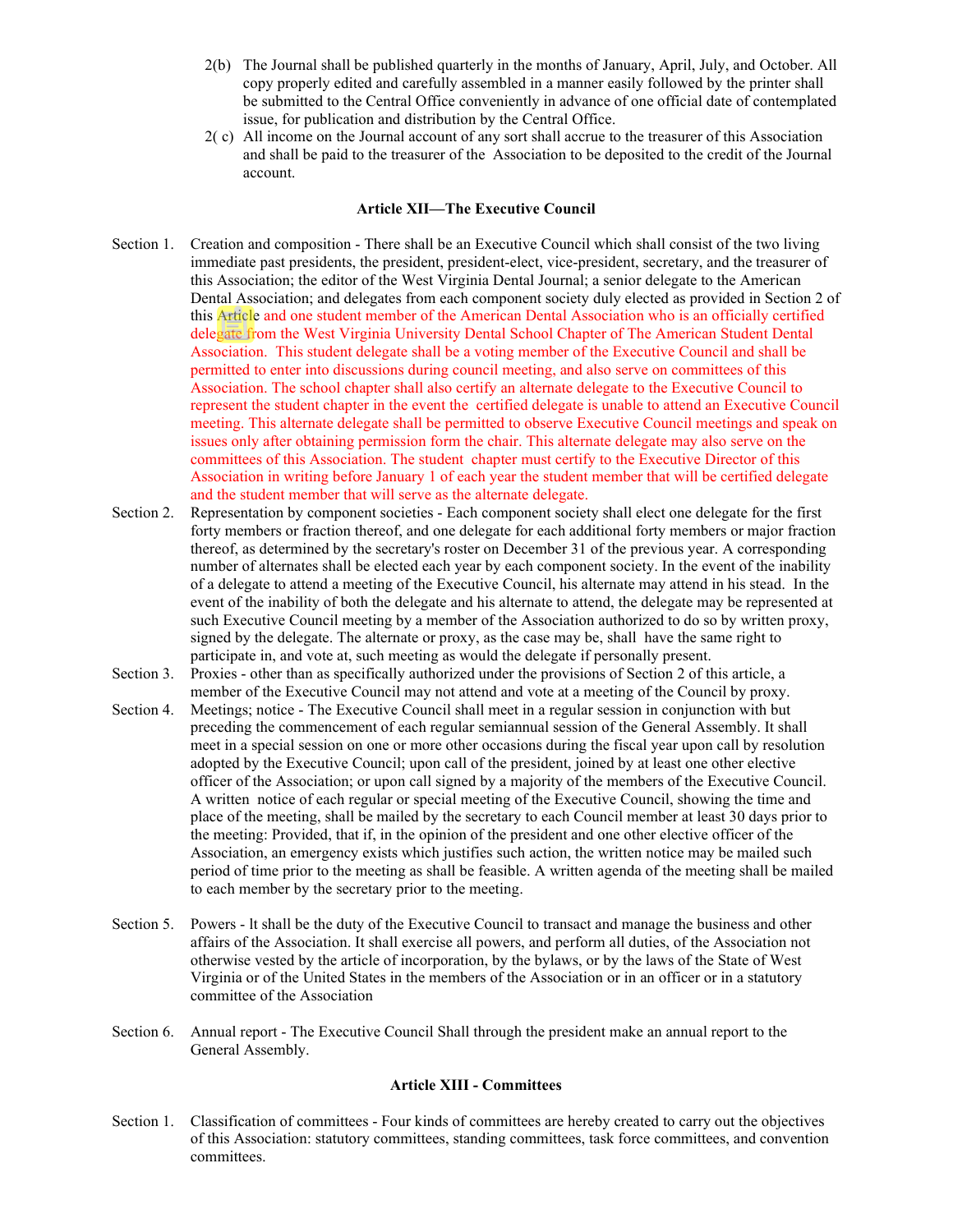2(b) The Journal shall be published quarterly in the months of January, April, July, and October. All copy properly edited and carefully assembled in a manner easily followed by the printer shall be submitted to the Central Office conveniently in advance of one official date of contemplated issue, for publication and distribution by the Central Office.

2( c) All income on the Journal account of any sort shall accrue to the treasurer of this Association and shall be paid to the treasurer of the Association to be deposited to the credit of the Journal account.

## Article XII—The Executive Council

Section 1. Creation and composition - There shall be an Executive Council which shall consist of the two living immediate past presidents, the president, president-elect, vice-president, secretary, and the treasurer of this Association; the editor of the West Virginia Dental Journal; a senior delegate to the American Dental Association; and delegates from each component society duly elected as provided in Section 2 of this Article and one student member of the American Dental Association who is an officially certified delegate from the West Virginia University Dental School Chapter of The American Student Dental Association. This student delegate shall be a voting member of the Executive Council and shall be permitted to enter into discussions during council meeting, and also serve on committees of this Association. The school chapter shall also certify an alternate delegate to the Executive Council to represent the student chapter in the event the certified delegate is unable to attend an Executive Council meeting. This alternate delegate shall be permitted to observe Executive Council meetings and speak on issues only after obtaining permission form the chair. This alternate delegate may also serve on the committees of this Association. The student chapter must certify to the Executive Director of this Association in writing before January 1 of each year the student member that will be certified delegate and the student member that will serve as the alternate delegate.

Section 2. Representation by component societies - Each component society shall elect one delegate for the first forty members or fraction thereof, and one delegate for each additional forty members or major fraction thereof, as determined by the secretary's roster on December 31 of the previous year. A corresponding number of alternates shall be elected each year by each component society. In the event of the inability of a delegate to attend a meeting of the Executive Council, his alternate may attend in his stead. In the event of the inability of both the delegate and his alternate to attend, the delegate may be represented at such Executive Council meeting by a member of the Association authorized to do so by written proxy, signed by the delegate. The alternate or proxy, as the case may be, shall have the same right to participate in, and vote at, such meeting as would the delegate if personally present.

Section 3. Proxies - other than as specifically authorized under the provisions of Section 2 of this article, a member of the Executive Council may not attend and vote at a meeting of the Council by proxy.

Section 4. Meetings; notice - The Executive Council shall meet in a regular session in conjunction with but preceding the commencement of each regular semiannual session of the General Assembly. It shall meet in a special session on one or more other occasions during the fiscal year upon call by resolution adopted by the Executive Council; upon call of the president, joined by at least one other elective officer of the Association; or upon call signed by a majority of the members of the Executive Council. A written notice of each regular or special meeting of the Executive Council, showing the time and place of the meeting, shall be mailed by the secretary to each Council member at least 30 days prior to the meeting: Provided, that if, in the opinion of the president and one other elective officer of the Association, an emergency exists which justifies such action, the written notice may be mailed such period of time prior to the meeting as shall be feasible. A written agenda of the meeting shall be mailed to each member by the secretary prior to the meeting.

Section 5. Powers - It shall be the duty of the Executive Council to transact and manage the business and other affairs of the Association. It shall exercise all powers, and perform all duties, of the Association not otherwise vested by the article of incorporation, by the bylaws, or by the laws of the State of West Virginia or of the United States in the members of the Association or in an officer or in a statutory committee of the Association

Section 6. Annual report - The Executive Council Shall through the president make an annual report to the General Assembly.

## Article XIII - Committees

Section 1. Classification of committees - Four kinds of committees are hereby created to carry out the objectives of this Association: statutory committees, standing committees, task force committees, and convention committees.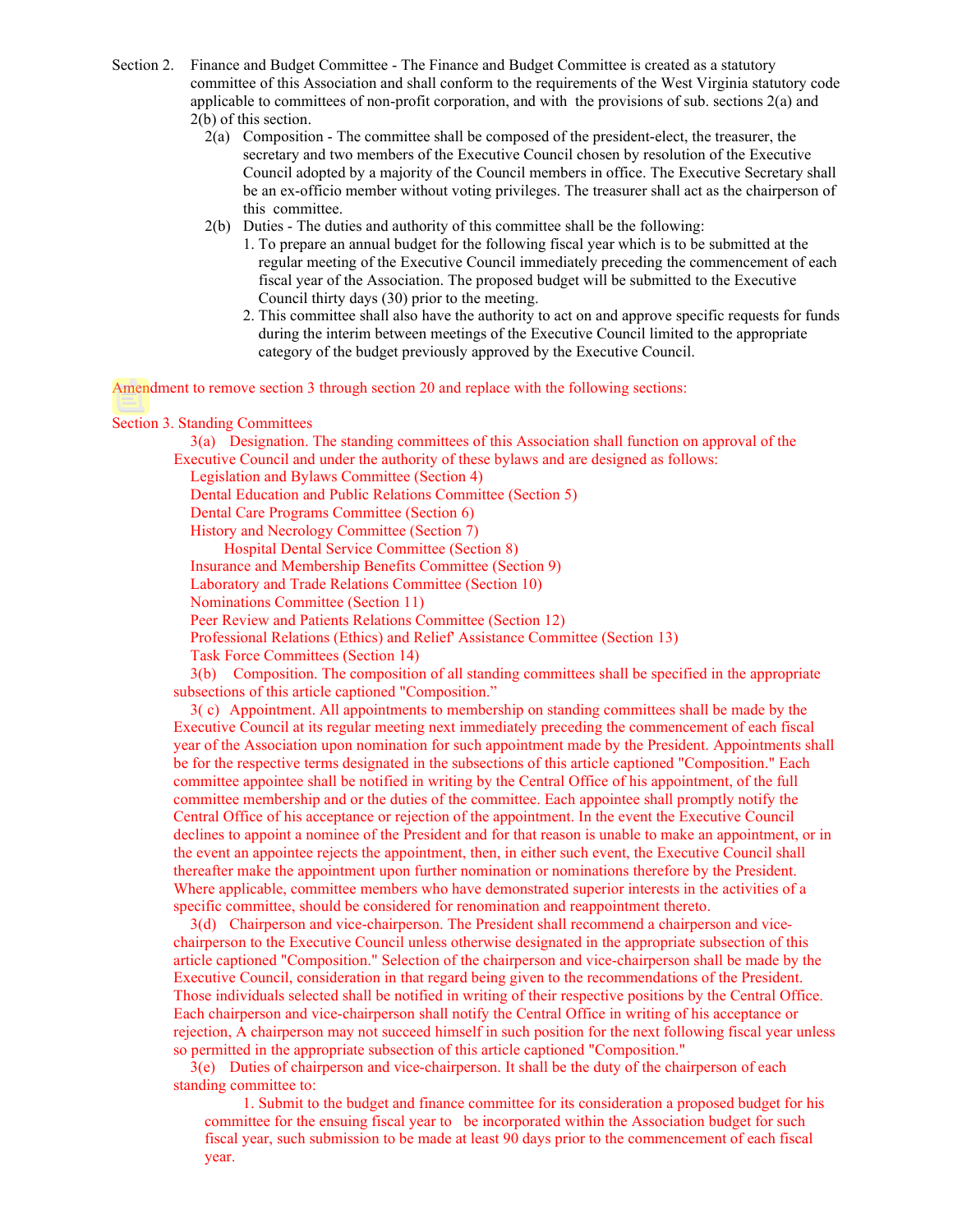Section 2. Finance and Budget Committee - The Finance and Budget Committee is created as a statutory committee of this Association and shall conform to the requirements of the West Virginia statutory code applicable to committees of non-profit corporation, and with the provisions of sub. sections 2(a) and 2(b) of this section.

2(a) Composition - The committee shall be composed of the president-elect, the treasurer, the secretary and two members of the Executive Council chosen by resolution of the Executive Council adopted by a majority of the Council members in office. The Executive Secretary shall be an ex-officio member without voting privileges. The treasurer shall act as the chairperson of this committee.

2(b) Duties - The duties and authority of this committee shall be the following:

1. To prepare an annual budget for the following fiscal year which is to be submitted at the regular meeting of the Executive Council immediately preceding the commencement of each fiscal year of the Association. The proposed budget will be submitted to the Executive Council thirty days (30) prior to the meeting.
2. This committee shall also have the authority to act on and approve specific requests for funds during the interim between meetings of the Executive Council limited to the appropriate category of the budget previously approved by the Executive Council.

Amendment to remove section 3 through section 20 and replace with the following sections:

Section 3. Standing Committees

3(a) Designation. The standing committees of this Association shall function on approval of the Executive Council and under the authority of these bylaws and are designed as follows:

- Legislation and Bylaws Committee (Section 4)
- Dental Education and Public Relations Committee (Section 5)
- Dental Care Programs Committee (Section 6)
- History and Necrology Committee (Section 7)
- Hospital Dental Service Committee (Section 8)
- Insurance and Membership Benefits Committee (Section 9)
- Laboratory and Trade Relations Committee (Section 10)
- Nominations Committee (Section 11)
- Peer Review and Patients Relations Committee (Section 12)
- Professional Relations (Ethics) and Relief' Assistance Committee (Section 13)
- Task Force Committees (Section 14)

3(b) Composition. The composition of all standing committees shall be specified in the appropriate subsections of this article captioned "Composition."

3( c) Appointment. All appointments to membership on standing committees shall be made by the Executive Council at its regular meeting next immediately preceding the commencement of each fiscal year of the Association upon nomination for such appointment made by the President. Appointments shall be for the respective terms designated in the subsections of this article captioned "Composition." Each committee appointee shall be notified in writing by the Central Office of his appointment, of the full committee membership and or the duties of the committee. Each appointee shall promptly notify the Central Office of his acceptance or rejection of the appointment. In the event the Executive Council declines to appoint a nominee of the President and for that reason is unable to make an appointment, or in the event an appointee rejects the appointment, then, in either such event, the Executive Council shall thereafter make the appointment upon further nomination or nominations therefore by the President. Where applicable, committee members who have demonstrated superior interests in the activities of a specific committee, should be considered for renomination and reappointment thereto.

3(d) Chairperson and vice-chairperson. The President shall recommend a chairperson and vice-chairperson to the Executive Council unless otherwise designated in the appropriate subsection of this article captioned "Composition." Selection of the chairperson and vice-chairperson shall be made by the Executive Council, consideration in that regard being given to the recommendations of the President. Those individuals selected shall be notified in writing of their respective positions by the Central Office. Each chairperson and vice-chairperson shall notify the Central Office in writing of his acceptance or rejection, A chairperson may not succeed himself in such position for the next following fiscal year unless so permitted in the appropriate subsection of this article captioned "Composition."

3(e) Duties of chairperson and vice-chairperson. It shall be the duty of the chairperson of each standing committee to:

1. Submit to the budget and finance committee for its consideration a proposed budget for his committee for the ensuing fiscal year to be incorporated within the Association budget for such fiscal year, such submission to be made at least 90 days prior to the commencement of each fiscal year.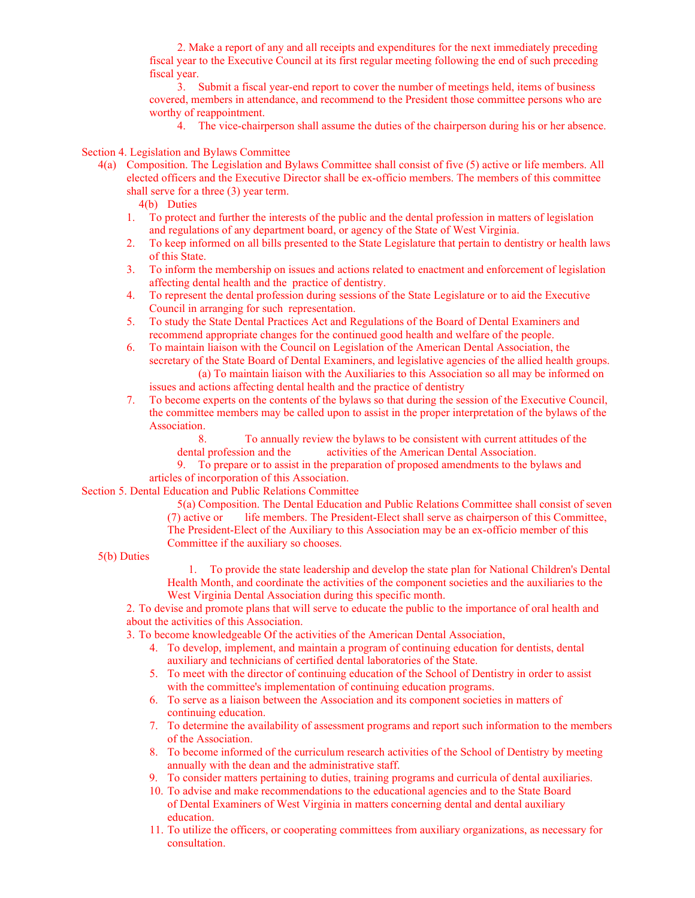2. Make a report of any and all receipts and expenditures for the next immediately preceding fiscal year to the Executive Council at its first regular meeting following the end of such preceding fiscal year.

3. Submit a fiscal year-end report to cover the number of meetings held, items of business covered, members in attendance, and recommend to the President those committee persons who are worthy of reappointment.

4. The vice-chairperson shall assume the duties of the chairperson during his or her absence.

Section 4. Legislation and Bylaws Committee

4(a) Composition. The Legislation and Bylaws Committee shall consist of five (5) active or life members. All elected officers and the Executive Director shall be ex-officio members. The members of this committee shall serve for a three (3) year term.

4(b) Duties

1. To protect and further the interests of the public and the dental profession in matters of legislation and regulations of any department board, or agency of the State of West Virginia.
2. To keep informed on all bills presented to the State Legislature that pertain to dentistry or health laws of this State.
3. To inform the membership on issues and actions related to enactment and enforcement of legislation affecting dental health and the practice of dentistry.
4. To represent the dental profession during sessions of the State Legislature or to aid the Executive Council in arranging for such representation.
5. To study the State Dental Practices Act and Regulations of the Board of Dental Examiners and recommend appropriate changes for the continued good health and welfare of the people.
6. To maintain liaison with the Council on Legislation of the American Dental Association, the secretary of the State Board of Dental Examiners, and legislative agencies of the allied health groups.
   (a) To maintain liaison with the Auxiliaries to this Association so all may be informed on issues and actions affecting dental health and the practice of dentistry
7. To become experts on the contents of the bylaws so that during the session of the Executive Council, the committee members may be called upon to assist in the proper interpretation of the bylaws of the Association.
8. To annually review the bylaws to be consistent with current attitudes of the dental profession and the activities of the American Dental Association.
9. To prepare or to assist in the preparation of proposed amendments to the bylaws and articles of incorporation of this Association.

Section 5. Dental Education and Public Relations Committee

5(a) Composition. The Dental Education and Public Relations Committee shall consist of seven (7) active or life members. The President-Elect shall serve as chairperson of this Committee, The President-Elect of the Auxiliary to this Association may be an ex-officio member of this Committee if the auxiliary so chooses.

5(b) Duties

1. To provide the state leadership and develop the state plan for National Children's Dental Health Month, and coordinate the activities of the component societies and the auxiliaries to the West Virginia Dental Association during this specific month.
2. To devise and promote plans that will serve to educate the public to the importance of oral health and about the activities of this Association.
3. To become knowledgeable Of the activities of the American Dental Association,
4. To develop, implement, and maintain a program of continuing education for dentists, dental auxiliary and technicians of certified dental laboratories of the State.
5. To meet with the director of continuing education of the School of Dentistry in order to assist with the committee's implementation of continuing education programs.
6. To serve as a liaison between the Association and its component societies in matters of continuing education.
7. To determine the availability of assessment programs and report such information to the members of the Association.
8. To become informed of the curriculum research activities of the School of Dentistry by meeting annually with the dean and the administrative staff.
9. To consider matters pertaining to duties, training programs and curricula of dental auxiliaries.
10. To advise and make recommendations to the educational agencies and to the State Board of Dental Examiners of West Virginia in matters concerning dental and dental auxiliary education.
11. To utilize the officers, or cooperating committees from auxiliary organizations, as necessary for consultation.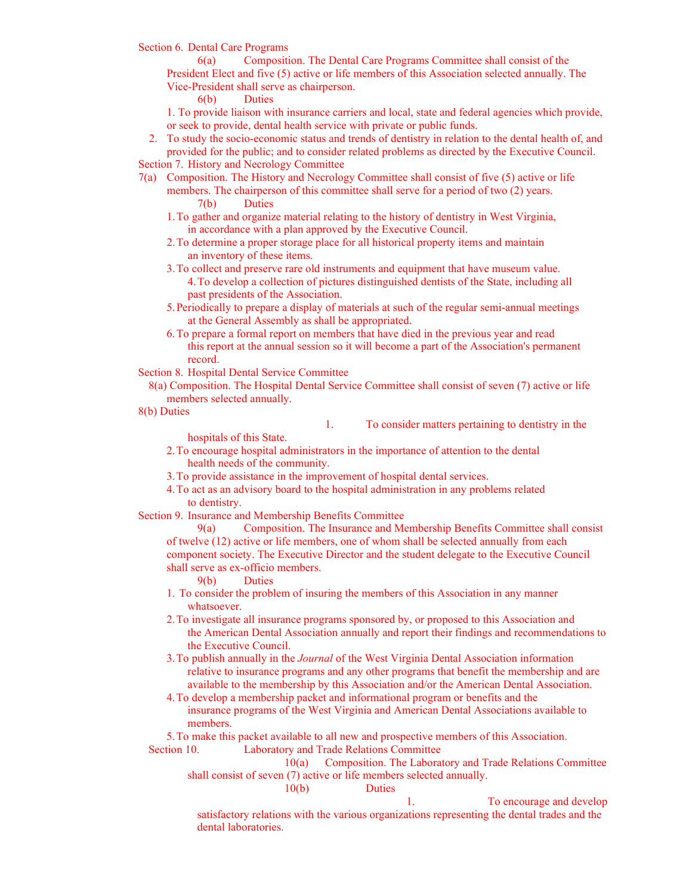Section 6. Dental Care Programs

6(a) Composition. The Dental Care Programs Committee shall consist of the President Elect and five (5) active or life members of this Association selected annually. The Vice-President shall serve as chairperson.

6(b) Duties

1. To provide liaison with insurance carriers and local, state and federal agencies which provide, or seek to provide, dental health service with private or public funds.
2. To study the socio-economic status and trends of dentistry in relation to the dental health of, and provided for the public; and to consider related problems as directed by the Executive Council.

Section 7. History and Necrology Committee

7(a) Composition. The History and Necrology Committee shall consist of five (5) active or life members. The chairperson of this committee shall serve for a period of two (2) years.

7(b) Duties

1. To gather and organize material relating to the history of dentistry in West Virginia, in accordance with a plan approved by the Executive Council.
2. To determine a proper storage place for all historical property items and maintain an inventory of these items.
3. To collect and preserve rare old instruments and equipment that have museum value.
4. To develop a collection of pictures distinguished dentists of the State, including all past presidents of the Association.
5. Periodically to prepare a display of materials at such of the regular semi-annual meetings at the General Assembly as shall be appropriated.
6. To prepare a formal report on members that have died in the previous year and read this report at the annual session so it will become a part of the Association's permanent record.

Section 8. Hospital Dental Service Committee

8(a) Composition. The Hospital Dental Service Committee shall consist of seven (7) active or life members selected annually.

8(b) Duties

1. To consider matters pertaining to dentistry in the hospitals of this State.
2. To encourage hospital administrators in the importance of attention to the dental health needs of the community.
3. To provide assistance in the improvement of hospital dental services.
4. To act as an advisory board to the hospital administration in any problems related to dentistry.

Section 9. Insurance and Membership Benefits Committee

9(a) Composition. The Insurance and Membership Benefits Committee shall consist of twelve (12) active or life members, one of whom shall be selected annually from each component society. The Executive Director and the student delegate to the Executive Council shall serve as ex-officio members.

9(b) Duties

1. To consider the problem of insuring the members of this Association in any manner whatsoever.
2. To investigate all insurance programs sponsored by, or proposed to this Association and the American Dental Association annually and report their findings and recommendations to the Executive Council.
3. To publish annually in the *Journal* of the West Virginia Dental Association information relative to insurance programs and any other programs that benefit the membership and are available to the membership by this Association and/or the American Dental Association.
4. To develop a membership packet and informational program or benefits and the insurance programs of the West Virginia and American Dental Associations available to members.
5. To make this packet available to all new and prospective members of this Association.

Section 10. Laboratory and Trade Relations Committee

10(a) Composition. The Laboratory and Trade Relations Committee shall consist of seven (7) active or life members selected annually.

10(b) Duties

1. To encourage and develop satisfactory relations with the various organizations representing the dental trades and the dental laboratories.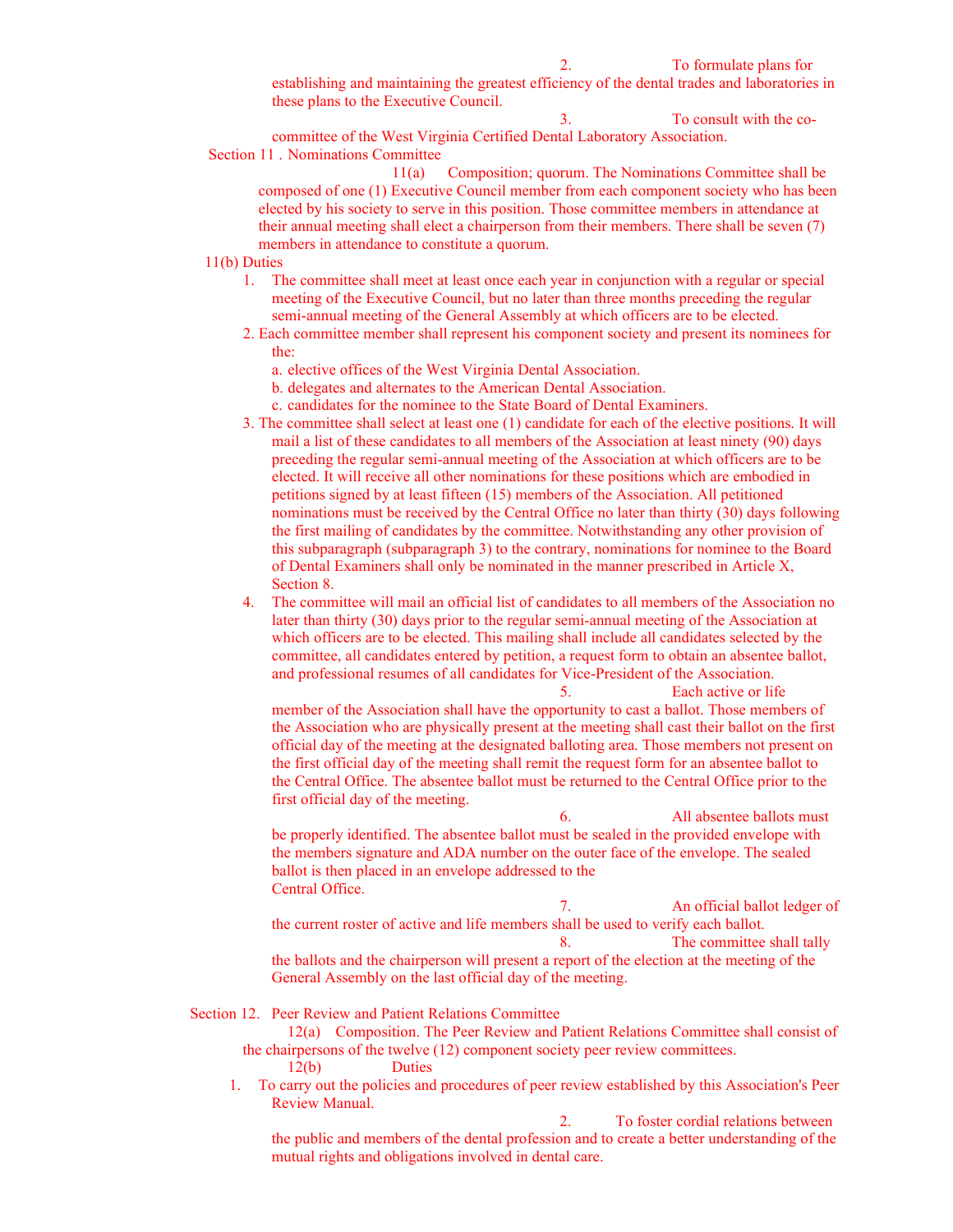2. To formulate plans for establishing and maintaining the greatest efficiency of the dental trades and laboratories in these plans to the Executive Council.

3. To consult with the co-committee of the West Virginia Certified Dental Laboratory Association.

Section 11 . Nominations Committee

11(a) Composition; quorum. The Nominations Committee shall be composed of one (1) Executive Council member from each component society who has been elected by his society to serve in this position. Those committee members in attendance at their annual meeting shall elect a chairperson from their members. There shall be seven (7) members in attendance to constitute a quorum.

11(b) Duties

1. The committee shall meet at least once each year in conjunction with a regular or special meeting of the Executive Council, but no later than three months preceding the regular semi-annual meeting of the General Assembly at which officers are to be elected.
2. Each committee member shall represent his component society and present its nominees for the:
   a. elective offices of the West Virginia Dental Association.
   b. delegates and alternates to the American Dental Association.
   c. candidates for the nominee to the State Board of Dental Examiners.
3. The committee shall select at least one (1) candidate for each of the elective positions. It will mail a list of these candidates to all members of the Association at least ninety (90) days preceding the regular semi-annual meeting of the Association at which officers are to be elected. It will receive all other nominations for these positions which are embodied in petitions signed by at least fifteen (15) members of the Association. All petitioned nominations must be received by the Central Office no later than thirty (30) days following the first mailing of candidates by the committee. Notwithstanding any other provision of this subparagraph (subparagraph 3) to the contrary, nominations for nominee to the Board of Dental Examiners shall only be nominated in the manner prescribed in Article X, Section 8.
4. The committee will mail an official list of candidates to all members of the Association no later than thirty (30) days prior to the regular semi-annual meeting of the Association at which officers are to be elected. This mailing shall include all candidates selected by the committee, all candidates entered by petition, a request form to obtain an absentee ballot, and professional resumes of all candidates for Vice-President of the Association.
5. Each active or life member of the Association shall have the opportunity to cast a ballot. Those members of the Association who are physically present at the meeting shall cast their ballot on the first official day of the meeting at the designated balloting area. Those members not present on the first official day of the meeting shall remit the request form for an absentee ballot to the Central Office. The absentee ballot must be returned to the Central Office prior to the first official day of the meeting.
6. All absentee ballots must be properly identified. The absentee ballot must be sealed in the provided envelope with the members signature and ADA number on the outer face of the envelope. The sealed ballot is then placed in an envelope addressed to the Central Office.
7. An official ballot ledger of the current roster of active and life members shall be used to verify each ballot.
8. The committee shall tally the ballots and the chairperson will present a report of the election at the meeting of the General Assembly on the last official day of the meeting.

Section 12. Peer Review and Patient Relations Committee

12(a) Composition. The Peer Review and Patient Relations Committee shall consist of the chairpersons of the twelve (12) component society peer review committees.

12(b) Duties

1. To carry out the policies and procedures of peer review established by this Association's Peer Review Manual.
2. To foster cordial relations between the public and members of the dental profession and to create a better understanding of the mutual rights and obligations involved in dental care.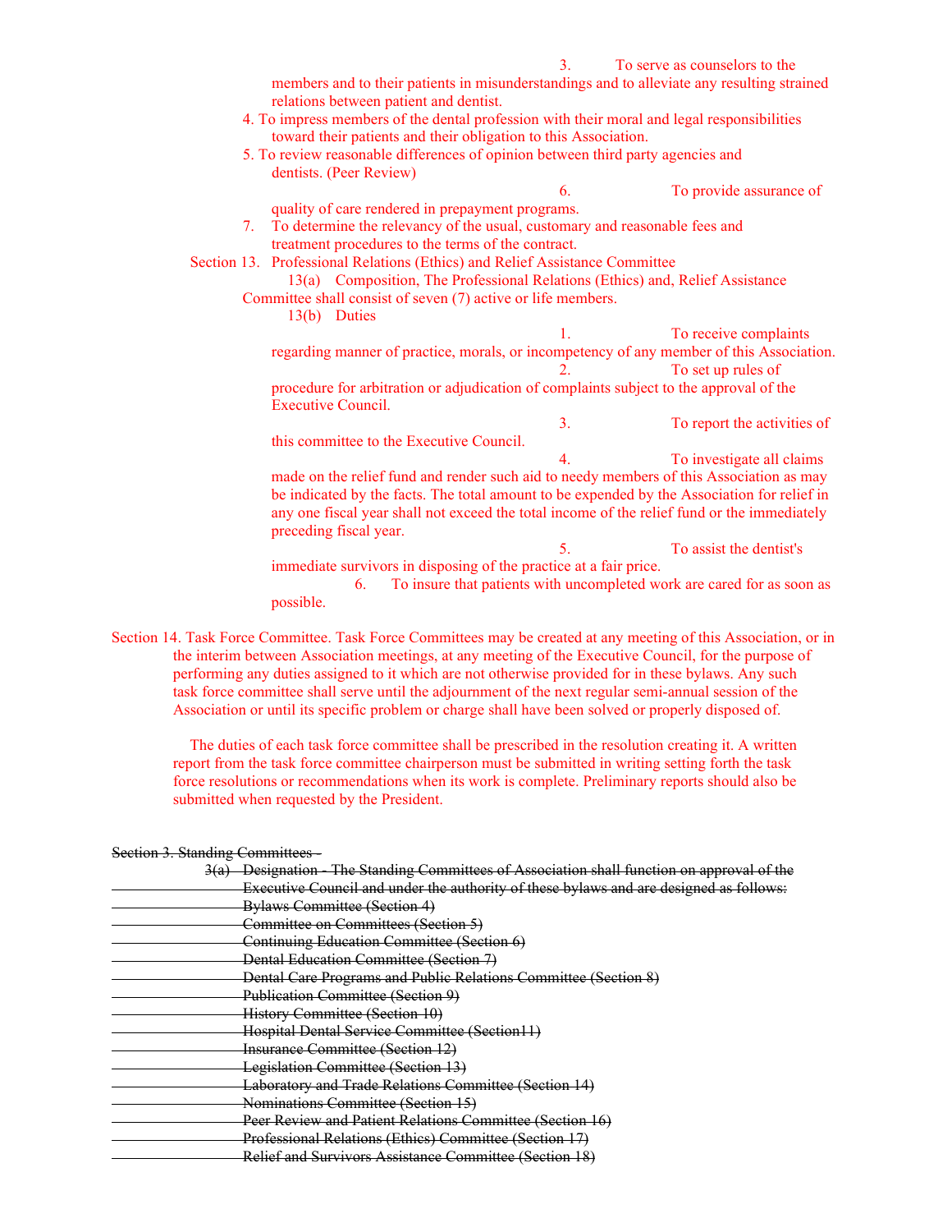3. To serve as counselors to the members and to their patients in misunderstandings and to alleviate any resulting strained relations between patient and dentist.

4. To impress members of the dental profession with their moral and legal responsibilities toward their patients and their obligation to this Association.

5. To review reasonable differences of opinion between third party agencies and dentists. (Peer Review)

6. To provide assurance of quality of care rendered in prepayment programs.

7. To determine the relevancy of the usual, customary and reasonable fees and treatment procedures to the terms of the contract.

Section 13. Professional Relations (Ethics) and Relief Assistance Committee

13(a) Composition, The Professional Relations (Ethics) and, Relief Assistance Committee shall consist of seven (7) active or life members.

13(b) Duties

1. To receive complaints regarding manner of practice, morals, or incompetency of any member of this Association.

2. To set up rules of procedure for arbitration or adjudication of complaints subject to the approval of the Executive Council.

3. To report the activities of this committee to the Executive Council.

4. To investigate all claims made on the relief fund and render such aid to needy members of this Association as may be indicated by the facts. The total amount to be expended by the Association for relief in any one fiscal year shall not exceed the total income of the relief fund or the immediately preceding fiscal year.

5. To assist the dentist's immediate survivors in disposing of the practice at a fair price.

6. To insure that patients with uncompleted work are cared for as soon as possible.

Section 14. Task Force Committee. Task Force Committees may be created at any meeting of this Association, or in the interim between Association meetings, at any meeting of the Executive Council, for the purpose of performing any duties assigned to it which are not otherwise provided for in these bylaws. Any such task force committee shall serve until the adjournment of the next regular semi-annual session of the Association or until its specific problem or charge shall have been solved or properly disposed of.

The duties of each task force committee shall be prescribed in the resolution creating it. A written report from the task force committee chairperson must be submitted in writing setting forth the task force resolutions or recommendations when its work is complete. Preliminary reports should also be submitted when requested by the President.

~~Section 3. Standing Committees -~~

~~3(a) Designation - The Standing Committees of Association shall function on approval of the Executive Council and under the authority of these bylaws and are designed as follows:~~

~~Bylaws Committee (Section 4)~~
~~Committee on Committees (Section 5)~~
~~Continuing Education Committee (Section 6)~~
~~Dental Education Committee (Section 7)~~
~~Dental Care Programs and Public Relations Committee (Section 8)~~
~~Publication Committee (Section 9)~~
~~History Committee (Section 10)~~
~~Hospital Dental Service Committee (Section11)~~
~~Insurance Committee (Section 12)~~
~~Legislation Committee (Section 13)~~
~~Laboratory and Trade Relations Committee (Section 14)~~
~~Nominations Committee (Section 15)~~
~~Peer Review and Patient Relations Committee (Section 16)~~
~~Professional Relations (Ethics) Committee (Section 17)~~
~~Relief and Survivors Assistance Committee (Section 18)~~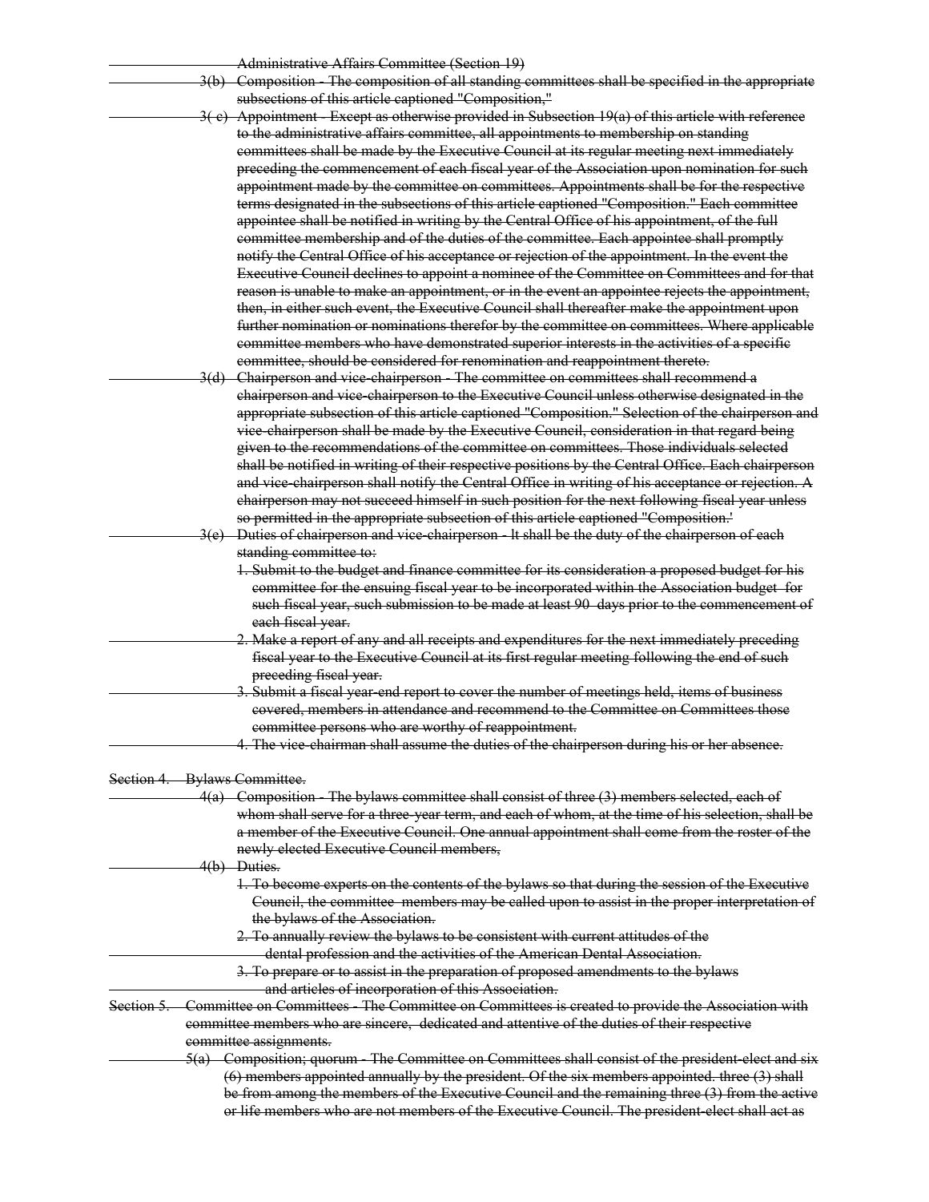~~Administrative Affairs Committee (Section 19)~~

~~3(b) Composition - The composition of all standing committees shall be specified in the appropriate subsections of this article captioned "Composition,"~~

~~3( c) Appointment - Except as otherwise provided in Subsection 19(a) of this article with reference to the administrative affairs committee, all appointments to membership on standing committees shall be made by the Executive Council at its regular meeting next immediately preceding the commencement of each fiscal year of the Association upon nomination for such appointment made by the committee on committees. Appointments shall be for the respective terms designated in the subsections of this article captioned "Composition." Each committee appointee shall be notified in writing by the Central Office of his appointment, of the full committee membership and of the duties of the committee. Each appointee shall promptly notify the Central Office of his acceptance or rejection of the appointment. In the event the Executive Council declines to appoint a nominee of the Committee on Committees and for that reason is unable to make an appointment, or in the event an appointee rejects the appointment, then, in either such event, the Executive Council shall thereafter make the appointment upon further nomination or nominations therefor by the committee on committees. Where applicable committee members who have demonstrated superior interests in the activities of a specific committee, should be considered for renomination and reappointment thereto.~~

~~3(d) Chairperson and vice-chairperson - The committee on committees shall recommend a chairperson and vice-chairperson to the Executive Council unless otherwise designated in the appropriate subsection of this article captioned "Composition." Selection of the chairperson and vice-chairperson shall be made by the Executive Council, consideration in that regard being given to the recommendations of the committee on committees. Those individuals selected shall be notified in writing of their respective positions by the Central Office. Each chairperson and vice-chairperson shall notify the Central Office in writing of his acceptance or rejection. A chairperson may not succeed himself in such position for the next following fiscal year unless so permitted in the appropriate subsection of this article captioned "Composition.'~~

~~3(e) Duties of chairperson and vice-chairperson - It shall be the duty of the chairperson of each standing committee to:~~

~~1. Submit to the budget and finance committee for its consideration a proposed budget for his committee for the ensuing fiscal year to be incorporated within the Association budget for such fiscal year, such submission to be made at least 90 days prior to the commencement of each fiscal year.~~
~~2. Make a report of any and all receipts and expenditures for the next immediately preceding fiscal year to the Executive Council at its first regular meeting following the end of such preceding fiscal year.~~
~~3. Submit a fiscal year-end report to cover the number of meetings held, items of business covered, members in attendance and recommend to the Committee on Committees those committee persons who are worthy of reappointment.~~
~~4. The vice-chairman shall assume the duties of the chairperson during his or her absence.~~

~~Section 4. Bylaws Committee.~~

~~4(a) Composition - The bylaws committee shall consist of three (3) members selected, each of whom shall serve for a three-year term, and each of whom, at the time of his selection, shall be a member of the Executive Council. One annual appointment shall come from the roster of the newly elected Executive Council members,~~

~~4(b) Duties.~~

~~1. To become experts on the contents of the bylaws so that during the session of the Executive Council, the committee members may be called upon to assist in the proper interpretation of the bylaws of the Association.~~
~~2. To annually review the bylaws to be consistent with current attitudes of the dental profession and the activities of the American Dental Association.~~
~~3. To prepare or to assist in the preparation of proposed amendments to the bylaws and articles of incorporation of this Association.~~

~~Section 5. Committee on Committees - The Committee on Committees is created to provide the Association with committee members who are sincere, dedicated and attentive of the duties of their respective committee assignments.~~

~~5(a) Composition; quorum - The Committee on Committees shall consist of the president-elect and six (6) members appointed annually by the president. Of the six members appointed. three (3) shall be from among the members of the Executive Council and the remaining three (3) from the active or life members who are not members of the Executive Council. The president-elect shall act as~~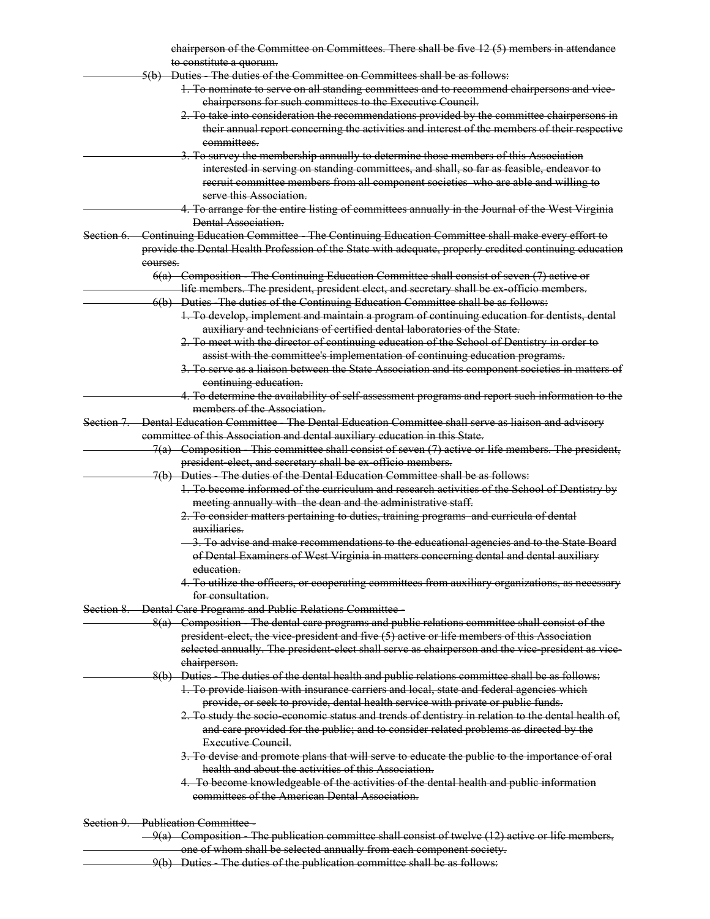~~chairperson of the Committee on Committees. There shall be five 12 (5) members in attendance to constitute a quorum.~~

~~5(b) Duties - The duties of the Committee on Committees shall be as follows:~~

~~1. To nominate to serve on all standing committees and to recommend chairpersons and vice-chairpersons for such committees to the Executive Council.~~

~~2. To take into consideration the recommendations provided by the committee chairpersons in their annual report concerning the activities and interest of the members of their respective committees.~~

~~3. To survey the membership annually to determine those members of this Association interested in serving on standing committees, and shall, so far as feasible, endeavor to recruit committee members from all component societies who are able and willing to serve this Association.~~

~~4. To arrange for the entire listing of committees annually in the Journal of the West Virginia Dental Association.~~

~~Section 6. Continuing Education Committee - The Continuing Education Committee shall make every effort to provide the Dental Health Profession of the State with adequate, properly credited continuing education courses.~~

~~6(a) Composition - The Continuing Education Committee shall consist of seven (7) active or life members. The president, president elect, and secretary shall be ex-officio members.~~

~~6(b) Duties -The duties of the Continuing Education Committee shall be as follows:~~

~~1. To develop, implement and maintain a program of continuing education for dentists, dental auxiliary and technicians of certified dental laboratories of the State.~~

~~2. To meet with the director of continuing education of the School of Dentistry in order to assist with the committee's implementation of continuing education programs.~~

~~3. To serve as a liaison between the State Association and its component societies in matters of continuing education.~~

~~4. To determine the availability of self-assessment programs and report such information to the members of the Association.~~

~~Section 7. Dental Education Committee - The Dental Education Committee shall serve as liaison and advisory committee of this Association and dental auxiliary education in this State.~~

~~7(a) Composition - This committee shall consist of seven (7) active or life members. The president, president-elect, and secretary shall be ex-officio members.~~

~~7(b) Duties - The duties of the Dental Education Committee shall be as follows:~~

~~1. To become informed of the curriculum and research activities of the School of Dentistry by meeting annually with the dean and the administrative staff.~~

~~2. To consider matters pertaining to duties, training programs and curricula of dental auxiliaries.~~

~~3. To advise and make recommendations to the educational agencies and to the State Board of Dental Examiners of West Virginia in matters concerning dental and dental auxiliary education.~~

~~4. To utilize the officers, or cooperating committees from auxiliary organizations, as necessary for consultation.~~

~~Section 8. Dental Care Programs and Public Relations Committee -~~

~~8(a) Composition - The dental care programs and public relations committee shall consist of the president-elect, the vice-president and five (5) active or life members of this Association selected annually. The president-elect shall serve as chairperson and the vice-president as vice-chairperson.~~

~~8(b) Duties - The duties of the dental health and public relations committee shall be as follows:~~

~~1. To provide liaison with insurance carriers and local, state and federal agencies which provide, or seek to provide, dental health service with private or public funds.~~

~~2. To study the socio-economic status and trends of dentistry in relation to the dental health of, and care provided for the public; and to consider related problems as directed by the Executive Council.~~

~~3. To devise and promote plans that will serve to educate the public to the importance of oral health and about the activities of this Association.~~

~~4. To become knowledgeable of the activities of the dental health and public information committees of the American Dental Association.~~

~~Section 9. Publication Committee -~~

~~9(a) Composition - The publication committee shall consist of twelve (12) active or life members, one of whom shall be selected annually from each component society.~~

~~9(b) Duties - The duties of the publication committee shall be as follows:~~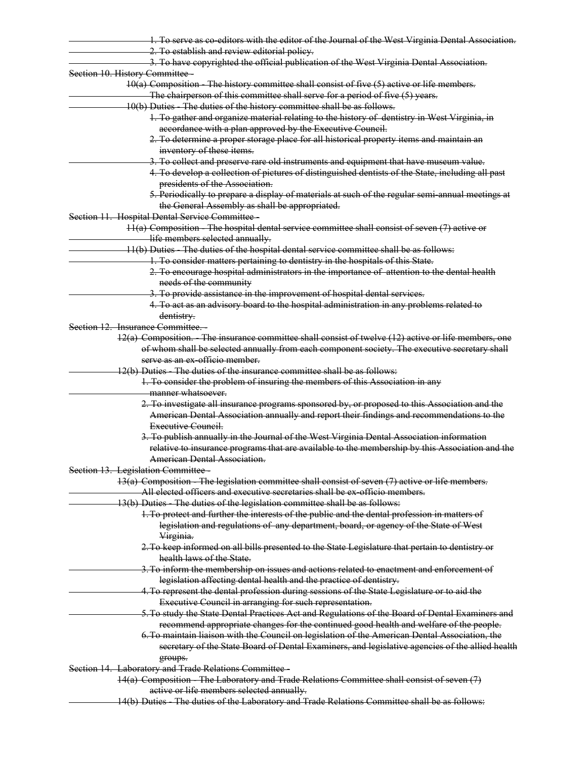~~1. To serve as co-editors with the editor of the Journal of the West Virginia Dental Association.~~

~~2. To establish and review editorial policy.~~

~~3. To have copyrighted the official publication of the West Virginia Dental Association.~~

~~Section 10. History Committee -~~

~~10(a) Composition - The history committee shall consist of five (5) active or life members. The chairperson of this committee shall serve for a period of five (5) years.~~

~~10(b) Duties - The duties of the history committee shall be as follows.~~

~~1. To gather and organize material relating to the history of dentistry in West Virginia, in accordance with a plan approved by the Executive Council.~~

~~2. To determine a proper storage place for all historical property items and maintain an inventory of these items.~~

~~3. To collect and preserve rare old instruments and equipment that have museum value.~~

~~4. To develop a collection of pictures of distinguished dentists of the State, including all past presidents of the Association.~~

~~5. Periodically to prepare a display of materials at such of the regular semi-annual meetings at the General Assembly as shall be appropriated.~~

~~Section 11. Hospital Dental Service Committee -~~

~~11(a) Composition - The hospital dental service committee shall consist of seven (7) active or life members selected annually.~~

~~11(b) Duties - The duties of the hospital dental service committee shall be as follows:~~

~~1. To consider matters pertaining to dentistry in the hospitals of this State.~~

~~2. To encourage hospital administrators in the importance of attention to the dental health needs of the community~~

~~3. To provide assistance in the improvement of hospital dental services.~~

~~4. To act as an advisory board to the hospital administration in any problems related to dentistry.~~

~~Section 12. Insurance Committee. -~~

~~12(a) Composition. - The insurance committee shall consist of twelve (12) active or life members, one of whom shall be selected annually from each component society. The executive secretary shall serve as an ex-officio member.~~

~~12(b) Duties - The duties of the insurance committee shall be as follows:~~

~~1. To consider the problem of insuring the members of this Association in any manner whatsoever.~~

~~2. To investigate all insurance programs sponsored by, or proposed to this Association and the American Dental Association annually and report their findings and recommendations to the Executive Council.~~

~~3. To publish annually in the Journal of the West Virginia Dental Association information relative to insurance programs that are available to the membership by this Association and the American Dental Association.~~

~~Section 13. Legislation Committee -~~

~~13(a) Composition - The legislation committee shall consist of seven (7) active or life members. All elected officers and executive secretaries shall be ex-officio members.~~

~~13(b) Duties - The duties of the legislation committee shall be as follows:~~

~~1. To protect and further the interests of the public and the dental profession in matters of legislation and regulations of any department, board, or agency of the State of West Virginia.~~

~~2. To keep informed on all bills presented to the State Legislature that pertain to dentistry or health laws of the State.~~

~~3. To inform the membership on issues and actions related to enactment and enforcement of legislation affecting dental health and the practice of dentistry.~~

~~4. To represent the dental profession during sessions of the State Legislature or to aid the Executive Council in arranging for such representation.~~

~~5. To study the State Dental Practices Act and Regulations of the Board of Dental Examiners and recommend appropriate changes for the continued good health and welfare of the people.~~

~~6. To maintain liaison with the Council on legislation of the American Dental Association, the secretary of the State Board of Dental Examiners, and legislative agencies of the allied health groups.~~

~~Section 14. Laboratory and Trade Relations Committee -~~

~~14(a) Composition - The Laboratory and Trade Relations Committee shall consist of seven (7) active or life members selected annually.~~

~~14(b) Duties - The duties of the Laboratory and Trade Relations Committee shall be as follows:~~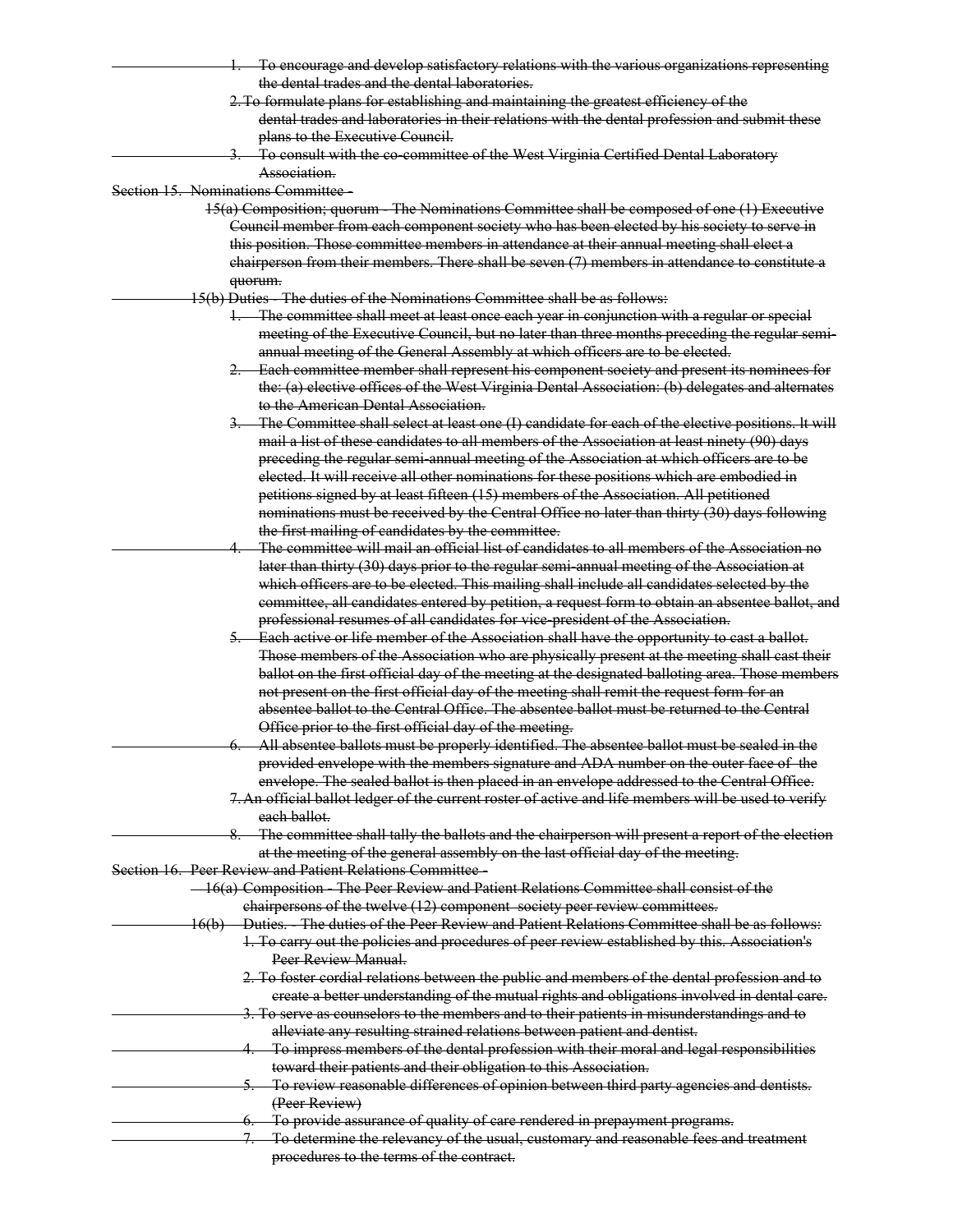~~1. To encourage and develop satisfactory relations with the various organizations representing the dental trades and the dental laboratories.~~

~~2. To formulate plans for establishing and maintaining the greatest efficiency of the dental trades and laboratories in their relations with the dental profession and submit these plans to the Executive Council.~~

~~3. To consult with the co-committee of the West Virginia Certified Dental Laboratory Association.~~

~~Section 15. Nominations Committee -~~

~~15(a) Composition; quorum - The Nominations Committee shall be composed of one (1) Executive Council member from each component society who has been elected by his society to serve in this position. Those committee members in attendance at their annual meeting shall elect a chairperson from their members. There shall be seven (7) members in attendance to constitute a quorum.~~

~~15(b) Duties - The duties of the Nominations Committee shall be as follows:~~

~~1. The committee shall meet at least once each year in conjunction with a regular or special meeting of the Executive Council, but no later than three months preceding the regular semi-annual meeting of the General Assembly at which officers are to be elected.~~

~~2. Each committee member shall represent his component society and present its nominees for the: (a) elective offices of the West Virginia Dental Association: (b) delegates and alternates to the American Dental Association.~~

~~3. The Committee shall select at least one (I) candidate for each of the elective positions. It will mail a list of these candidates to all members of the Association at least ninety (90) days preceding the regular semi-annual meeting of the Association at which officers are to be elected. It will receive all other nominations for these positions which are embodied in petitions signed by at least fifteen (15) members of the Association. All petitioned nominations must be received by the Central Office no later than thirty (30) days following the first mailing of candidates by the committee.~~

~~4. The committee will mail an official list of candidates to all members of the Association no later than thirty (30) days prior to the regular semi-annual meeting of the Association at which officers are to be elected. This mailing shall include all candidates selected by the committee, all candidates entered by petition, a request form to obtain an absentee ballot, and professional resumes of all candidates for vice-president of the Association.~~

~~5. Each active or life member of the Association shall have the opportunity to cast a ballot. Those members of the Association who are physically present at the meeting shall cast their ballot on the first official day of the meeting at the designated balloting area. Those members not present on the first official day of the meeting shall remit the request form for an absentee ballot to the Central Office. The absentee ballot must be returned to the Central Office prior to the first official day of the meeting.~~

~~6. All absentee ballots must be properly identified. The absentee ballot must be sealed in the provided envelope with the members signature and ADA number on the outer face of the envelope. The sealed ballot is then placed in an envelope addressed to the Central Office.~~

~~7. An official ballot ledger of the current roster of active and life members will be used to verify each ballot.~~

~~8. The committee shall tally the ballots and the chairperson will present a report of the election at the meeting of the general assembly on the last official day of the meeting.~~

~~Section 16. Peer Review and Patient Relations Committee -~~

~~16(a) Composition - The Peer Review and Patient Relations Committee shall consist of the chairpersons of the twelve (12) component society peer review committees.~~

~~16(b) Duties. - The duties of the Peer Review and Patient Relations Committee shall be as follows:~~

~~1. To carry out the policies and procedures of peer review established by this. Association's Peer Review Manual.~~

~~2. To foster cordial relations between the public and members of the dental profession and to create a better understanding of the mutual rights and obligations involved in dental care.~~

~~3. To serve as counselors to the members and to their patients in misunderstandings and to alleviate any resulting strained relations between patient and dentist.~~

~~4. To impress members of the dental profession with their moral and legal responsibilities toward their patients and their obligation to this Association.~~

~~5. To review reasonable differences of opinion between third party agencies and dentists. (Peer Review)~~

~~6. To provide assurance of quality of care rendered in prepayment programs.~~

~~7. To determine the relevancy of the usual, customary and reasonable fees and treatment procedures to the terms of the contract.~~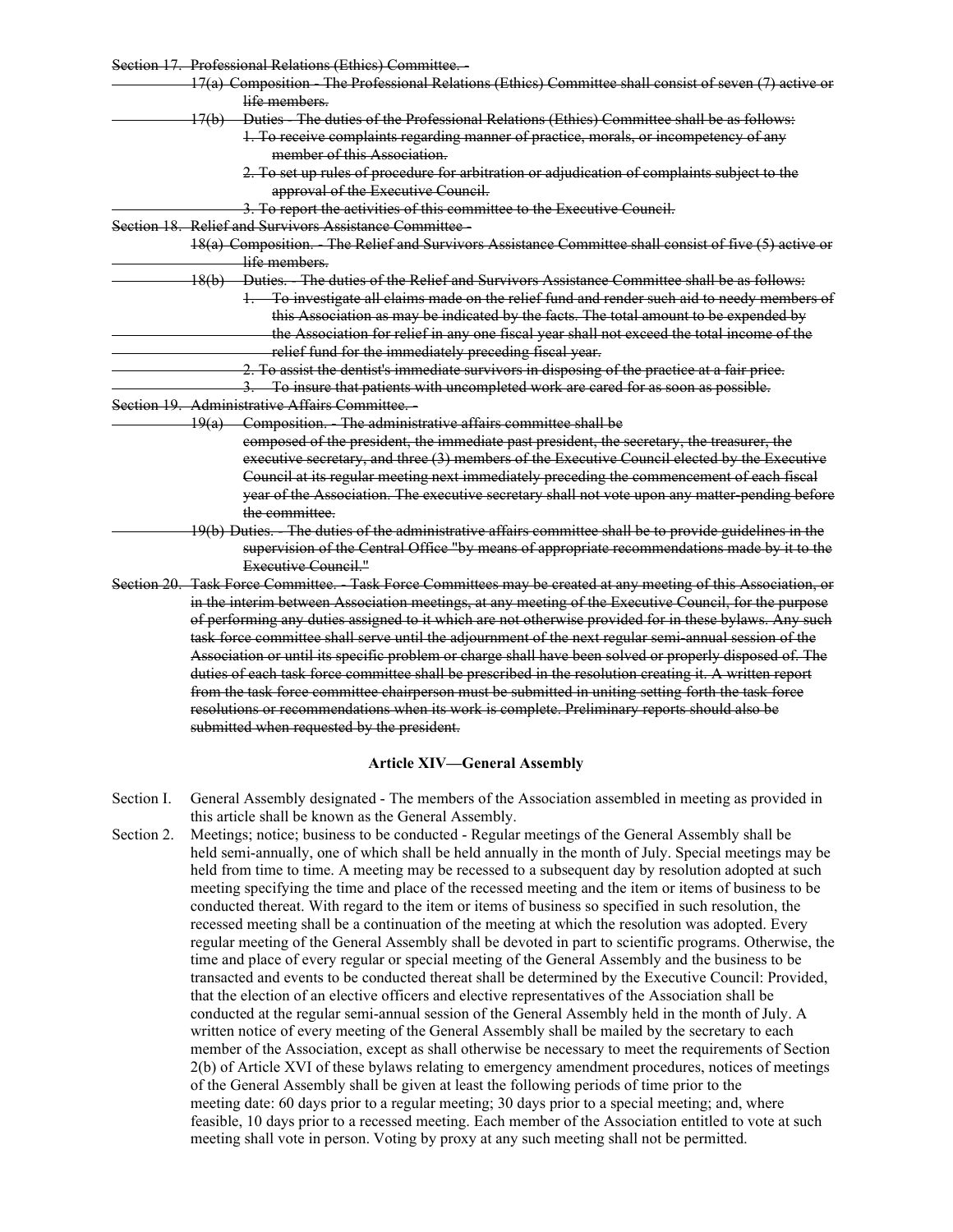~~Section 17. Professional Relations (Ethics) Committee. -~~

~~17(a) Composition - The Professional Relations (Ethics) Committee shall consist of seven (7) active or life members.~~

~~17(b) Duties - The duties of the Professional Relations (Ethics) Committee shall be as follows:~~

~~1. To receive complaints regarding manner of practice, morals, or incompetency of any member of this Association.~~

~~2. To set up rules of procedure for arbitration or adjudication of complaints subject to the approval of the Executive Council.~~

~~3. To report the activities of this committee to the Executive Council.~~

~~Section 18. Relief and Survivors Assistance Committee -~~

~~18(a) Composition. - The Relief and Survivors Assistance Committee shall consist of five (5) active or life members.~~

~~18(b) Duties. - The duties of the Relief and Survivors Assistance Committee shall be as follows:~~

~~1. To investigate all claims made on the relief fund and render such aid to needy members of this Association as may be indicated by the facts. The total amount to be expended by the Association for relief in any one fiscal year shall not exceed the total income of the relief fund for the immediately preceding fiscal year.~~

~~2. To assist the dentist's immediate survivors in disposing of the practice at a fair price.~~

~~3. To insure that patients with uncompleted work are cared for as soon as possible.~~

~~Section 19. Administrative Affairs Committee. -~~

~~19(a) Composition. - The administrative affairs committee shall be composed of the president, the immediate past president, the secretary, the treasurer, the executive secretary, and three (3) members of the Executive Council elected by the Executive Council at its regular meeting next immediately preceding the commencement of each fiscal year of the Association. The executive secretary shall not vote upon any matter-pending before the committee.~~

~~19(b) Duties. - The duties of the administrative affairs committee shall be to provide guidelines in the supervision of the Central Office "by means of appropriate recommendations made by it to the Executive Council."~~

~~Section 20. Task Force Committee. - Task Force Committees may be created at any meeting of this Association, or in the interim between Association meetings, at any meeting of the Executive Council, for the purpose of performing any duties assigned to it which are not otherwise provided for in these bylaws. Any such task force committee shall serve until the adjournment of the next regular semi-annual session of the Association or until its specific problem or charge shall have been solved or properly disposed of. The duties of each task force committee shall be prescribed in the resolution creating it. A written report from the task force committee chairperson must be submitted in uniting setting forth the task force resolutions or recommendations when its work is complete. Preliminary reports should also be submitted when requested by the president.~~

## Article XIV—General Assembly

Section I. General Assembly designated - The members of the Association assembled in meeting as provided in this article shall be known as the General Assembly.

Section 2. Meetings; notice; business to be conducted - Regular meetings of the General Assembly shall be held semi-annually, one of which shall be held annually in the month of July. Special meetings may be held from time to time. A meeting may be recessed to a subsequent day by resolution adopted at such meeting specifying the time and place of the recessed meeting and the item or items of business to be conducted thereat. With regard to the item or items of business so specified in such resolution, the recessed meeting shall be a continuation of the meeting at which the resolution was adopted. Every regular meeting of the General Assembly shall be devoted in part to scientific programs. Otherwise, the time and place of every regular or special meeting of the General Assembly and the business to be transacted and events to be conducted thereat shall be determined by the Executive Council: Provided, that the election of an elective officers and elective representatives of the Association shall be conducted at the regular semi-annual session of the General Assembly held in the month of July. A written notice of every meeting of the General Assembly shall be mailed by the secretary to each member of the Association, except as shall otherwise be necessary to meet the requirements of Section 2(b) of Article XVI of these bylaws relating to emergency amendment procedures, notices of meetings of the General Assembly shall be given at least the following periods of time prior to the meeting date: 60 days prior to a regular meeting; 30 days prior to a special meeting; and, where feasible, 10 days prior to a recessed meeting. Each member of the Association entitled to vote at such meeting shall vote in person. Voting by proxy at any such meeting shall not be permitted.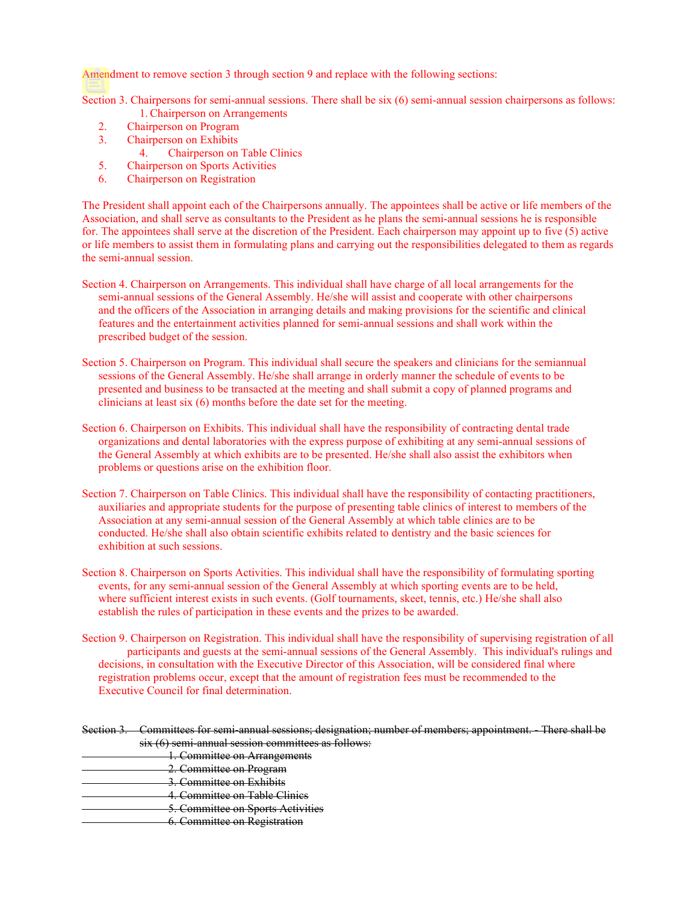Amendment to remove section 3 through section 9 and replace with the following sections:

Section 3. Chairpersons for semi-annual sessions. There shall be six (6) semi-annual session chairpersons as follows:

1. Chairperson on Arrangements
2. Chairperson on Program
3. Chairperson on Exhibits
4. Chairperson on Table Clinics
5. Chairperson on Sports Activities
6. Chairperson on Registration

The President shall appoint each of the Chairpersons annually. The appointees shall be active or life members of the Association, and shall serve as consultants to the President as he plans the semi-annual sessions he is responsible for. The appointees shall serve at the discretion of the President. Each chairperson may appoint up to five (5) active or life members to assist them in formulating plans and carrying out the responsibilities delegated to them as regards the semi-annual session.

Section 4. Chairperson on Arrangements. This individual shall have charge of all local arrangements for the semi-annual sessions of the General Assembly. He/she will assist and cooperate with other chairpersons and the officers of the Association in arranging details and making provisions for the scientific and clinical features and the entertainment activities planned for semi-annual sessions and shall work within the prescribed budget of the session.

Section 5. Chairperson on Program. This individual shall secure the speakers and clinicians for the semiannual sessions of the General Assembly. He/she shall arrange in orderly manner the schedule of events to be presented and business to be transacted at the meeting and shall submit a copy of planned programs and clinicians at least six (6) months before the date set for the meeting.

Section 6. Chairperson on Exhibits. This individual shall have the responsibility of contracting dental trade organizations and dental laboratories with the express purpose of exhibiting at any semi-annual sessions of the General Assembly at which exhibits are to be presented. He/she shall also assist the exhibitors when problems or questions arise on the exhibition floor.

Section 7. Chairperson on Table Clinics. This individual shall have the responsibility of contacting practitioners, auxiliaries and appropriate students for the purpose of presenting table clinics of interest to members of the Association at any semi-annual session of the General Assembly at which table clinics are to be conducted. He/she shall also obtain scientific exhibits related to dentistry and the basic sciences for exhibition at such sessions.

Section 8. Chairperson on Sports Activities. This individual shall have the responsibility of formulating sporting events, for any semi-annual session of the General Assembly at which sporting events are to be held, where sufficient interest exists in such events. (Golf tournaments, skeet, tennis, etc.) He/she shall also establish the rules of participation in these events and the prizes to be awarded.

Section 9. Chairperson on Registration. This individual shall have the responsibility of supervising registration of all participants and guests at the semi-annual sessions of the General Assembly. This individual's rulings and decisions, in consultation with the Executive Director of this Association, will be considered final where registration problems occur, except that the amount of registration fees must be recommended to the Executive Council for final determination.

~~Section 3. Committees for semi-annual sessions; designation; number of members; appointment. - There shall be six (6) semi-annual session committees as follows:~~

~~1. Committee on Arrangements~~
~~2. Committee on Program~~
~~3. Committee on Exhibits~~
~~4. Committee on Table Clinics~~
~~5. Committee on Sports Activities~~
~~6. Committee on Registration~~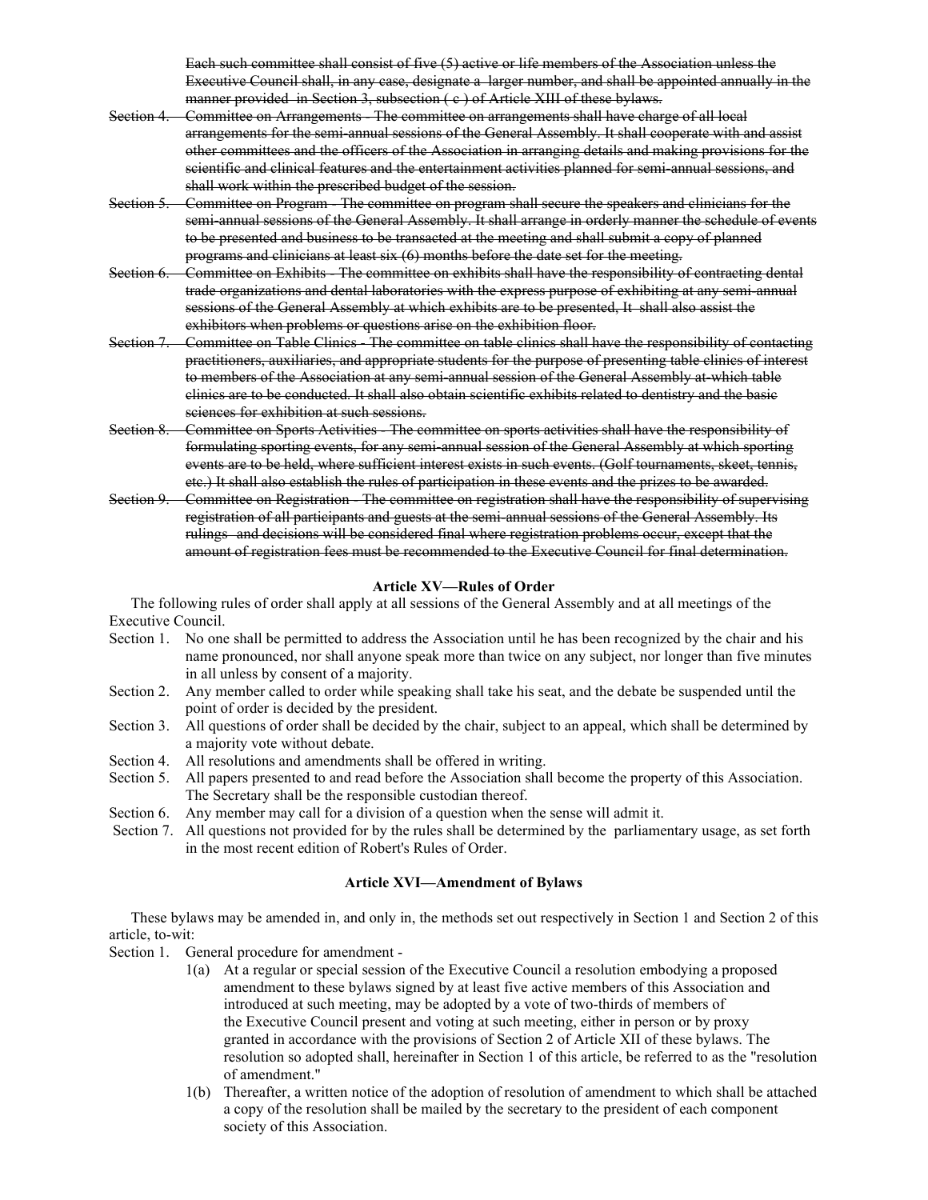~~Each such committee shall consist of five (5) active or life members of the Association unless the Executive Council shall, in any case, designate a larger number, and shall be appointed annually in the manner provided in Section 3, subsection ( c ) of Article XIII of these bylaws.~~

~~Section 4. Committee on Arrangements - The committee on arrangements shall have charge of all local arrangements for the semi-annual sessions of the General Assembly. It shall cooperate with and assist other committees and the officers of the Association in arranging details and making provisions for the scientific and clinical features and the entertainment activities planned for semi-annual sessions, and shall work within the prescribed budget of the session.~~

~~Section 5. Committee on Program - The committee on program shall secure the speakers and clinicians for the semi-annual sessions of the General Assembly. It shall arrange in orderly manner the schedule of events to be presented and business to be transacted at the meeting and shall submit a copy of planned programs and clinicians at least six (6) months before the date set for the meeting.~~

~~Section 6. Committee on Exhibits - The committee on exhibits shall have the responsibility of contracting dental trade organizations and dental laboratories with the express purpose of exhibiting at any semi-annual sessions of the General Assembly at which exhibits are to be presented, It shall also assist the exhibitors when problems or questions arise on the exhibition floor.~~

~~Section 7. Committee on Table Clinics - The committee on table clinics shall have the responsibility of contacting practitioners, auxiliaries, and appropriate students for the purpose of presenting table clinics of interest to members of the Association at any semi-annual session of the General Assembly at which table clinics are to be conducted. It shall also obtain scientific exhibits related to dentistry and the basic sciences for exhibition at such sessions.~~

~~Section 8. Committee on Sports Activities - The committee on sports activities shall have the responsibility of formulating sporting events, for any semi-annual session of the General Assembly at which sporting events are to be held, where sufficient interest exists in such events. (Golf tournaments, skeet, tennis, etc.) It shall also establish the rules of participation in these events and the prizes to be awarded.~~

~~Section 9. Committee on Registration - The committee on registration shall have the responsibility of supervising registration of all participants and guests at the semi-annual sessions of the General Assembly. Its rulings and decisions will be considered final where registration problems occur, except that the amount of registration fees must be recommended to the Executive Council for final determination.~~

**Article XV—Rules of Order**

The following rules of order shall apply at all sessions of the General Assembly and at all meetings of the Executive Council.

Section 1. No one shall be permitted to address the Association until he has been recognized by the chair and his name pronounced, nor shall anyone speak more than twice on any subject, nor longer than five minutes in all unless by consent of a majority.

Section 2. Any member called to order while speaking shall take his seat, and the debate be suspended until the point of order is decided by the president.

Section 3. All questions of order shall be decided by the chair, subject to an appeal, which shall be determined by a majority vote without debate.

Section 4. All resolutions and amendments shall be offered in writing.

Section 5. All papers presented to and read before the Association shall become the property of this Association. The Secretary shall be the responsible custodian thereof.

Section 6. Any member may call for a division of a question when the sense will admit it.

Section 7. All questions not provided for by the rules shall be determined by the parliamentary usage, as set forth in the most recent edition of Robert's Rules of Order.

**Article XVI—Amendment of Bylaws**

These bylaws may be amended in, and only in, the methods set out respectively in Section 1 and Section 2 of this article, to-wit:

Section 1. General procedure for amendment -

1(a) At a regular or special session of the Executive Council a resolution embodying a proposed amendment to these bylaws signed by at least five active members of this Association and introduced at such meeting, may be adopted by a vote of two-thirds of members of the Executive Council present and voting at such meeting, either in person or by proxy granted in accordance with the provisions of Section 2 of Article XII of these bylaws. The resolution so adopted shall, hereinafter in Section 1 of this article, be referred to as the "resolution of amendment."

1(b) Thereafter, a written notice of the adoption of resolution of amendment to which shall be attached a copy of the resolution shall be mailed by the secretary to the president of each component society of this Association.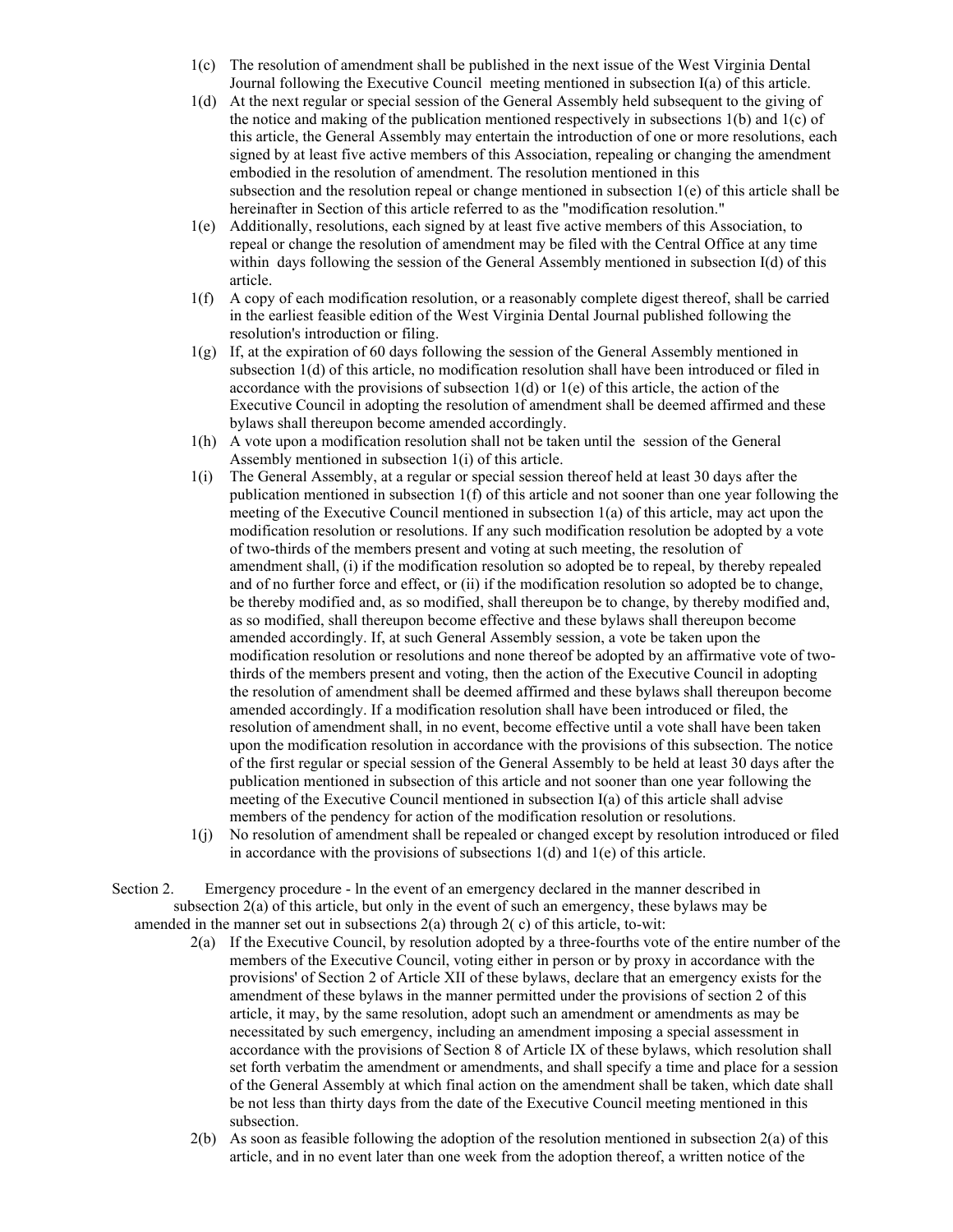1(c) The resolution of amendment shall be published in the next issue of the West Virginia Dental Journal following the Executive Council meeting mentioned in subsection I(a) of this article.

1(d) At the next regular or special session of the General Assembly held subsequent to the giving of the notice and making of the publication mentioned respectively in subsections 1(b) and 1(c) of this article, the General Assembly may entertain the introduction of one or more resolutions, each signed by at least five active members of this Association, repealing or changing the amendment embodied in the resolution of amendment. The resolution mentioned in this subsection and the resolution repeal or change mentioned in subsection 1(e) of this article shall be hereinafter in Section of this article referred to as the "modification resolution."

1(e) Additionally, resolutions, each signed by at least five active members of this Association, to repeal or change the resolution of amendment may be filed with the Central Office at any time within days following the session of the General Assembly mentioned in subsection I(d) of this article.

1(f) A copy of each modification resolution, or a reasonably complete digest thereof, shall be carried in the earliest feasible edition of the West Virginia Dental Journal published following the resolution's introduction or filing.

1(g) If, at the expiration of 60 days following the session of the General Assembly mentioned in subsection 1(d) of this article, no modification resolution shall have been introduced or filed in accordance with the provisions of subsection 1(d) or 1(e) of this article, the action of the Executive Council in adopting the resolution of amendment shall be deemed affirmed and these bylaws shall thereupon become amended accordingly.

1(h) A vote upon a modification resolution shall not be taken until the session of the General Assembly mentioned in subsection 1(i) of this article.

1(i) The General Assembly, at a regular or special session thereof held at least 30 days after the publication mentioned in subsection 1(f) of this article and not sooner than one year following the meeting of the Executive Council mentioned in subsection 1(a) of this article, may act upon the modification resolution or resolutions. If any such modification resolution be adopted by a vote of two-thirds of the members present and voting at such meeting, the resolution of amendment shall, (i) if the modification resolution so adopted be to repeal, by thereby repealed and of no further force and effect, or (ii) if the modification resolution so adopted be to change, be thereby modified and, as so modified, shall thereupon be to change, by thereby modified and, as so modified, shall thereupon become effective and these bylaws shall thereupon become amended accordingly. If, at such General Assembly session, a vote be taken upon the modification resolution or resolutions and none thereof be adopted by an affirmative vote of two-thirds of the members present and voting, then the action of the Executive Council in adopting the resolution of amendment shall be deemed affirmed and these bylaws shall thereupon become amended accordingly. If a modification resolution shall have been introduced or filed, the resolution of amendment shall, in no event, become effective until a vote shall have been taken upon the modification resolution in accordance with the provisions of this subsection. The notice of the first regular or special session of the General Assembly to be held at least 30 days after the publication mentioned in subsection of this article and not sooner than one year following the meeting of the Executive Council mentioned in subsection I(a) of this article shall advise members of the pendency for action of the modification resolution or resolutions.

1(j) No resolution of amendment shall be repealed or changed except by resolution introduced or filed in accordance with the provisions of subsections 1(d) and 1(e) of this article.

Section 2. Emergency procedure - ln the event of an emergency declared in the manner described in subsection 2(a) of this article, but only in the event of such an emergency, these bylaws may be amended in the manner set out in subsections 2(a) through 2( c) of this article, to-wit:

2(a) If the Executive Council, by resolution adopted by a three-fourths vote of the entire number of the members of the Executive Council, voting either in person or by proxy in accordance with the provisions' of Section 2 of Article XII of these bylaws, declare that an emergency exists for the amendment of these bylaws in the manner permitted under the provisions of section 2 of this article, it may, by the same resolution, adopt such an amendment or amendments as may be necessitated by such emergency, including an amendment imposing a special assessment in accordance with the provisions of Section 8 of Article IX of these bylaws, which resolution shall set forth verbatim the amendment or amendments, and shall specify a time and place for a session of the General Assembly at which final action on the amendment shall be taken, which date shall be not less than thirty days from the date of the Executive Council meeting mentioned in this subsection.

2(b) As soon as feasible following the adoption of the resolution mentioned in subsection 2(a) of this article, and in no event later than one week from the adoption thereof, a written notice of the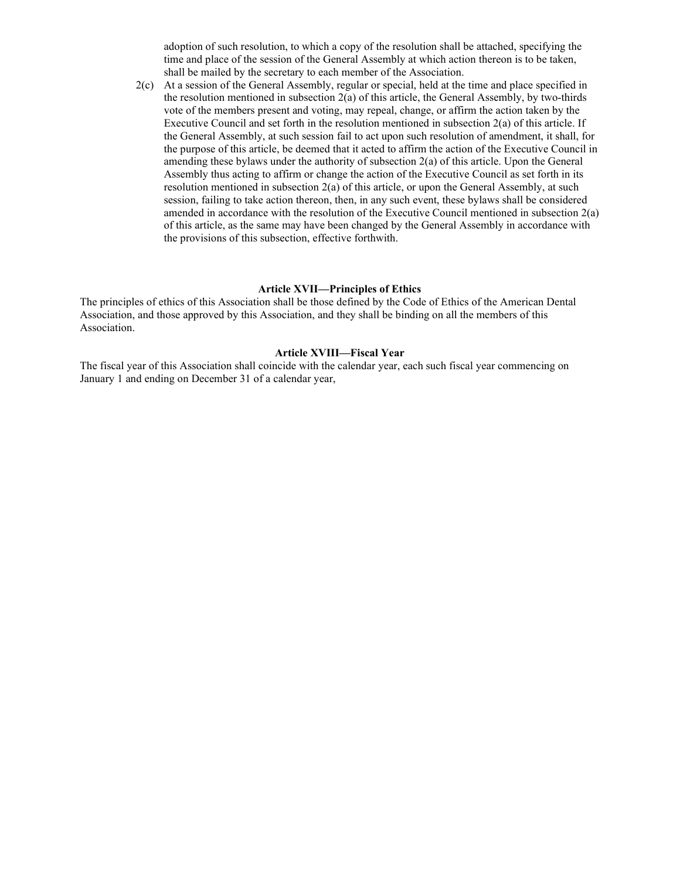adoption of such resolution, to which a copy of the resolution shall be attached, specifying the time and place of the session of the General Assembly at which action thereon is to be taken, shall be mailed by the secretary to each member of the Association.

2(c) At a session of the General Assembly, regular or special, held at the time and place specified in the resolution mentioned in subsection 2(a) of this article, the General Assembly, by two-thirds vote of the members present and voting, may repeal, change, or affirm the action taken by the Executive Council and set forth in the resolution mentioned in subsection 2(a) of this article. If the General Assembly, at such session fail to act upon such resolution of amendment, it shall, for the purpose of this article, be deemed that it acted to affirm the action of the Executive Council in amending these bylaws under the authority of subsection 2(a) of this article. Upon the General Assembly thus acting to affirm or change the action of the Executive Council as set forth in its resolution mentioned in subsection 2(a) of this article, or upon the General Assembly, at such session, failing to take action thereon, then, in any such event, these bylaws shall be considered amended in accordance with the resolution of the Executive Council mentioned in subsection 2(a) of this article, as the same may have been changed by the General Assembly in accordance with the provisions of this subsection, effective forthwith.

### Article XVII—Principles of Ethics

The principles of ethics of this Association shall be those defined by the Code of Ethics of the American Dental Association, and those approved by this Association, and they shall be binding on all the members of this Association.

### Article XVIII—Fiscal Year

The fiscal year of this Association shall coincide with the calendar year, each such fiscal year commencing on January 1 and ending on December 31 of a calendar year,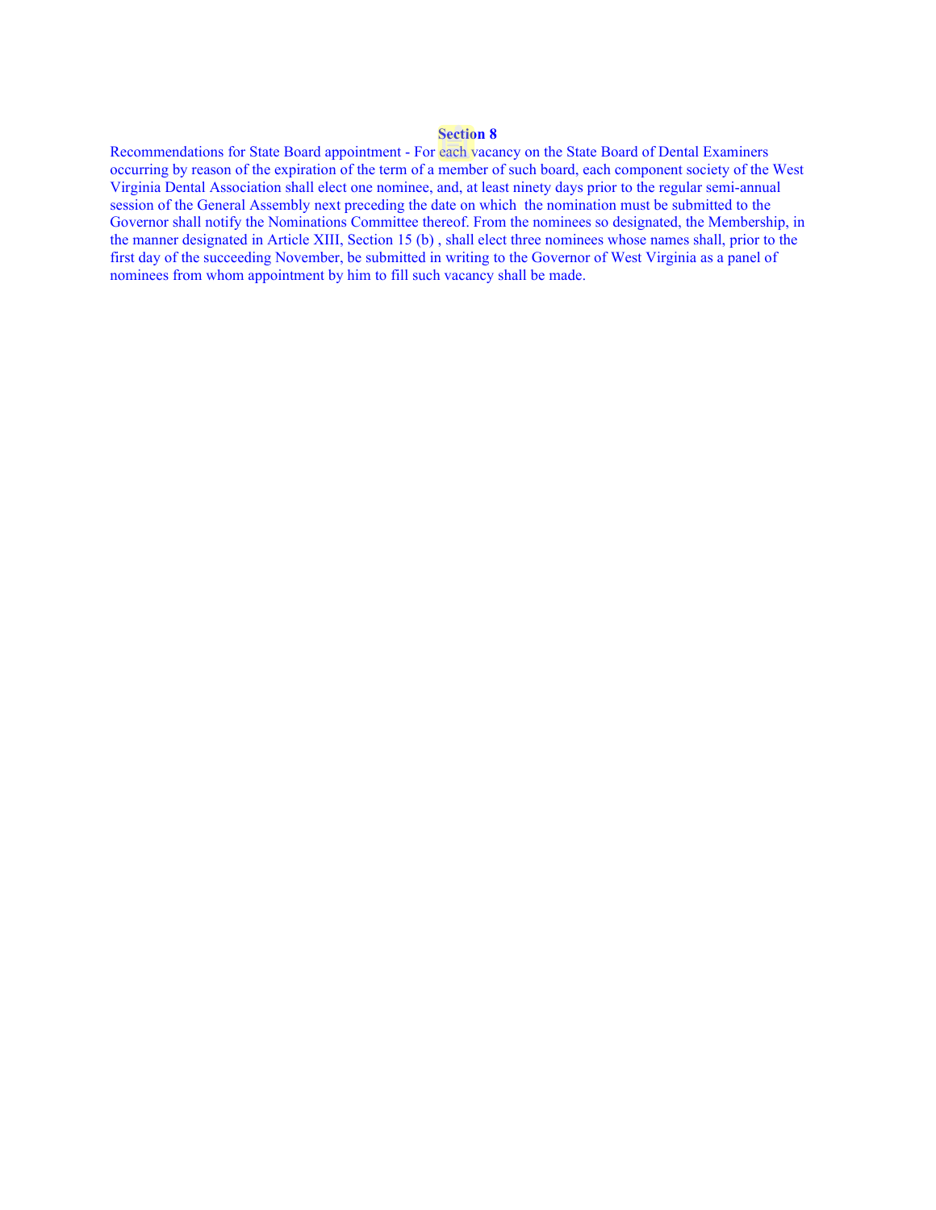**Section 8**

Recommendations for State Board appointment - For each vacancy on the State Board of Dental Examiners occurring by reason of the expiration of the term of a member of such board, each component society of the West Virginia Dental Association shall elect one nominee, and, at least ninety days prior to the regular semi-annual session of the General Assembly next preceding the date on which the nomination must be submitted to the Governor shall notify the Nominations Committee thereof. From the nominees so designated, the Membership, in the manner designated in Article XIII, Section 15 (b) , shall elect three nominees whose names shall, prior to the first day of the succeeding November, be submitted in writing to the Governor of West Virginia as a panel of nominees from whom appointment by him to fill such vacancy shall be made.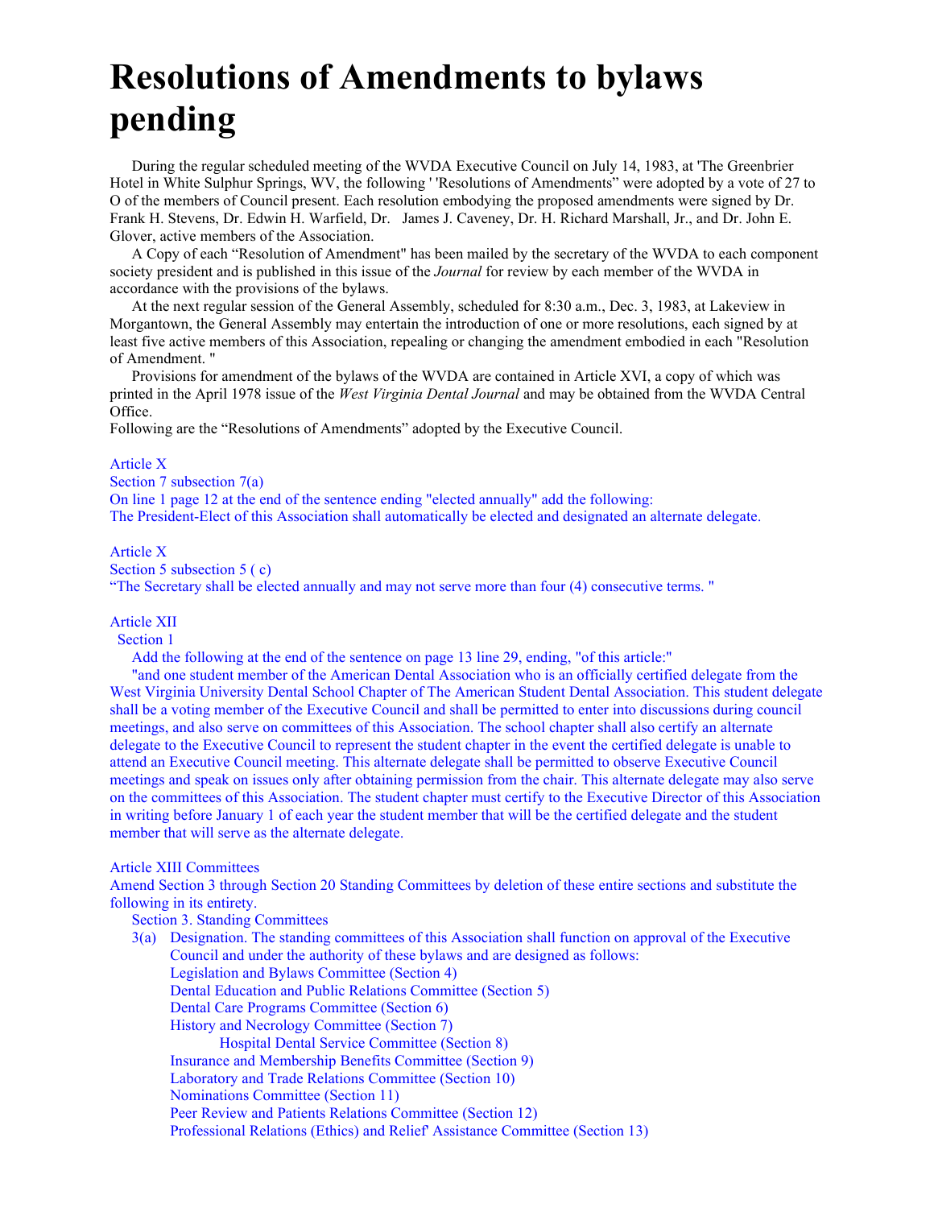# Resolutions of Amendments to bylaws pending

During the regular scheduled meeting of the WVDA Executive Council on July 14, 1983, at 'The Greenbrier Hotel in White Sulphur Springs, WV, the following ' 'Resolutions of Amendments" were adopted by a vote of 27 to O of the members of Council present. Each resolution embodying the proposed amendments were signed by Dr. Frank H. Stevens, Dr. Edwin H. Warfield, Dr. James J. Caveney, Dr. H. Richard Marshall, Jr., and Dr. John E. Glover, active members of the Association.

A Copy of each "Resolution of Amendment" has been mailed by the secretary of the WVDA to each component society president and is published in this issue of the *Journal* for review by each member of the WVDA in accordance with the provisions of the bylaws.

At the next regular session of the General Assembly, scheduled for 8:30 a.m., Dec. 3, 1983, at Lakeview in Morgantown, the General Assembly may entertain the introduction of one or more resolutions, each signed by at least five active members of this Association, repealing or changing the amendment embodied in each "Resolution of Amendment. "

Provisions for amendment of the bylaws of the WVDA are contained in Article XVI, a copy of which was printed in the April 1978 issue of the *West Virginia Dental Journal* and may be obtained from the WVDA Central Office.

Following are the "Resolutions of Amendments" adopted by the Executive Council.

Article X
Section 7 subsection 7(a)
On line 1 page 12 at the end of the sentence ending "elected annually" add the following:
The President-Elect of this Association shall automatically be elected and designated an alternate delegate.

Article X
Section 5 subsection 5 ( c)
"The Secretary shall be elected annually and may not serve more than four (4) consecutive terms. "

Article XII
Section 1
Add the following at the end of the sentence on page 13 line 29, ending, "of this article:"

"and one student member of the American Dental Association who is an officially certified delegate from the West Virginia University Dental School Chapter of The American Student Dental Association. This student delegate shall be a voting member of the Executive Council and shall be permitted to enter into discussions during council meetings, and also serve on committees of this Association. The school chapter shall also certify an alternate delegate to the Executive Council to represent the student chapter in the event the certified delegate is unable to attend an Executive Council meeting. This alternate delegate shall be permitted to observe Executive Council meetings and speak on issues only after obtaining permission from the chair. This alternate delegate may also serve on the committees of this Association. The student chapter must certify to the Executive Director of this Association in writing before January 1 of each year the student member that will be the certified delegate and the student member that will serve as the alternate delegate.

Article XIII Committees
Amend Section 3 through Section 20 Standing Committees by deletion of these entire sections and substitute the following in its entirety.

Section 3. Standing Committees

3(a) Designation. The standing committees of this Association shall function on approval of the Executive Council and under the authority of these bylaws and are designed as follows:
- Legislation and Bylaws Committee (Section 4)
- Dental Education and Public Relations Committee (Section 5)
- Dental Care Programs Committee (Section 6)
- History and Necrology Committee (Section 7)
- Hospital Dental Service Committee (Section 8)
- Insurance and Membership Benefits Committee (Section 9)
- Laboratory and Trade Relations Committee (Section 10)
- Nominations Committee (Section 11)
- Peer Review and Patients Relations Committee (Section 12)
- Professional Relations (Ethics) and Relief' Assistance Committee (Section 13)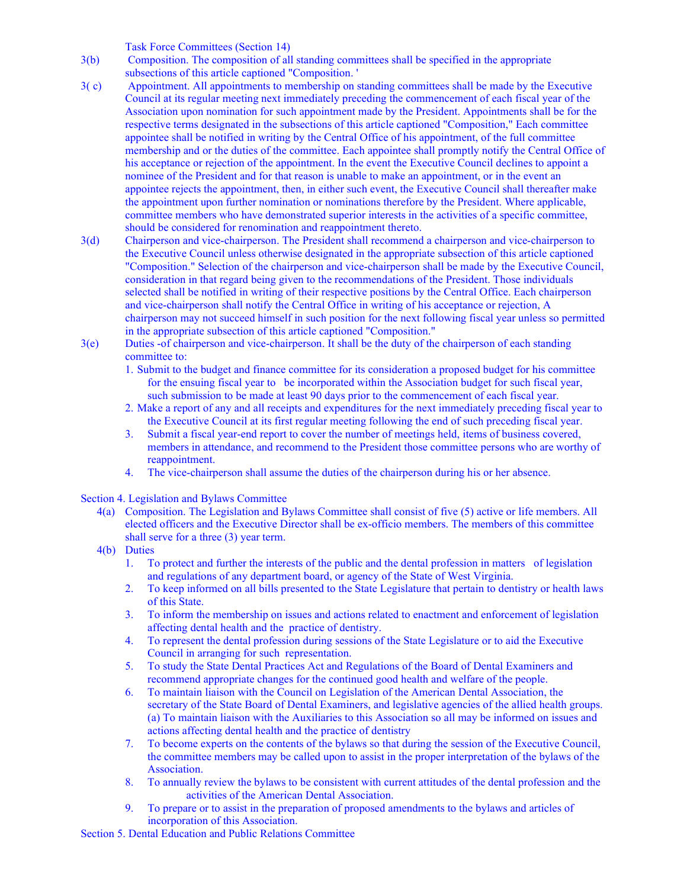Task Force Committees (Section 14)

3(b) Composition. The composition of all standing committees shall be specified in the appropriate subsections of this article captioned "Composition. '

3( c) Appointment. All appointments to membership on standing committees shall be made by the Executive Council at its regular meeting next immediately preceding the commencement of each fiscal year of the Association upon nomination for such appointment made by the President. Appointments shall be for the respective terms designated in the subsections of this article captioned "Composition," Each committee appointee shall be notified in writing by the Central Office of his appointment, of the full committee membership and or the duties of the committee. Each appointee shall promptly notify the Central Office of his acceptance or rejection of the appointment. In the event the Executive Council declines to appoint a nominee of the President and for that reason is unable to make an appointment, or in the event an appointee rejects the appointment, then, in either such event, the Executive Council shall thereafter make the appointment upon further nomination or nominations therefore by the President. Where applicable, committee members who have demonstrated superior interests in the activities of a specific committee, should be considered for renomination and reappointment thereto.

3(d) Chairperson and vice-chairperson. The President shall recommend a chairperson and vice-chairperson to the Executive Council unless otherwise designated in the appropriate subsection of this article captioned "Composition." Selection of the chairperson and vice-chairperson shall be made by the Executive Council, consideration in that regard being given to the recommendations of the President. Those individuals selected shall be notified in writing of their respective positions by the Central Office. Each chairperson and vice-chairperson shall notify the Central Office in writing of his acceptance or rejection, A chairperson may not succeed himself in such position for the next following fiscal year unless so permitted in the appropriate subsection of this article captioned "Composition."

3(e) Duties -of chairperson and vice-chairperson. It shall be the duty of the chairperson of each standing committee to:

1. Submit to the budget and finance committee for its consideration a proposed budget for his committee for the ensuing fiscal year to be incorporated within the Association budget for such fiscal year, such submission to be made at least 90 days prior to the commencement of each fiscal year.
2. Make a report of any and all receipts and expenditures for the next immediately preceding fiscal year to the Executive Council at its first regular meeting following the end of such preceding fiscal year.
3. Submit a fiscal year-end report to cover the number of meetings held, items of business covered, members in attendance, and recommend to the President those committee persons who are worthy of reappointment.
4. The vice-chairperson shall assume the duties of the chairperson during his or her absence.

Section 4. Legislation and Bylaws Committee

4(a) Composition. The Legislation and Bylaws Committee shall consist of five (5) active or life members. All elected officers and the Executive Director shall be ex-officio members. The members of this committee shall serve for a three (3) year term.

4(b) Duties

1. To protect and further the interests of the public and the dental profession in matters of legislation and regulations of any department board, or agency of the State of West Virginia.
2. To keep informed on all bills presented to the State Legislature that pertain to dentistry or health laws of this State.
3. To inform the membership on issues and actions related to enactment and enforcement of legislation affecting dental health and the practice of dentistry.
4. To represent the dental profession during sessions of the State Legislature or to aid the Executive Council in arranging for such representation.
5. To study the State Dental Practices Act and Regulations of the Board of Dental Examiners and recommend appropriate changes for the continued good health and welfare of the people.
6. To maintain liaison with the Council on Legislation of the American Dental Association, the secretary of the State Board of Dental Examiners, and legislative agencies of the allied health groups. (a) To maintain liaison with the Auxiliaries to this Association so all may be informed on issues and actions affecting dental health and the practice of dentistry
7. To become experts on the contents of the bylaws so that during the session of the Executive Council, the committee members may be called upon to assist in the proper interpretation of the bylaws of the Association.
8. To annually review the bylaws to be consistent with current attitudes of the dental profession and the activities of the American Dental Association.
9. To prepare or to assist in the preparation of proposed amendments to the bylaws and articles of incorporation of this Association.

Section 5. Dental Education and Public Relations Committee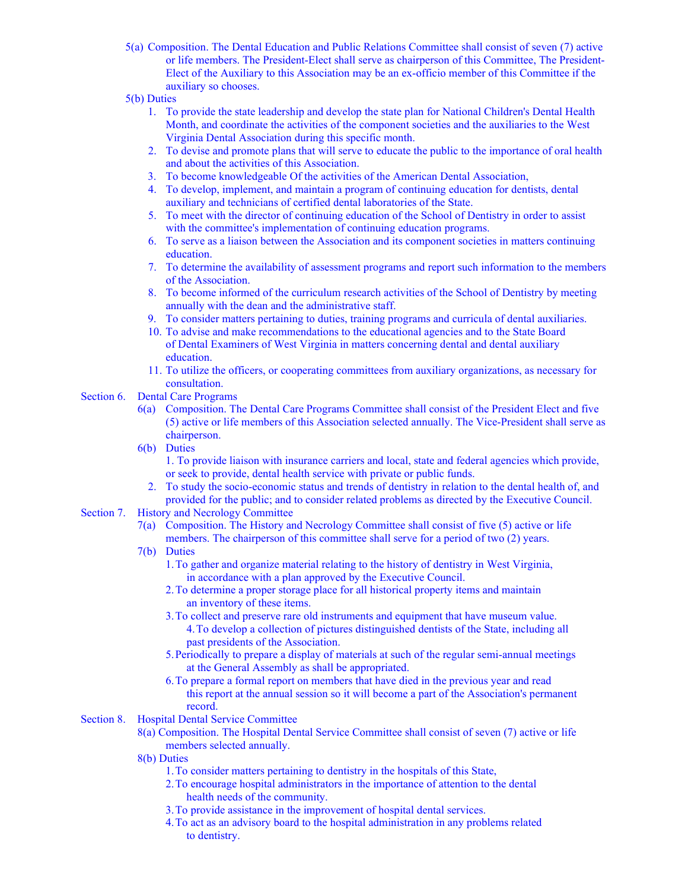5(a) Composition. The Dental Education and Public Relations Committee shall consist of seven (7) active or life members. The President-Elect shall serve as chairperson of this Committee, The President-Elect of the Auxiliary to this Association may be an ex-officio member of this Committee if the auxiliary so chooses.

5(b) Duties

1. To provide the state leadership and develop the state plan for National Children's Dental Health Month, and coordinate the activities of the component societies and the auxiliaries to the West Virginia Dental Association during this specific month.
2. To devise and promote plans that will serve to educate the public to the importance of oral health and about the activities of this Association.
3. To become knowledgeable Of the activities of the American Dental Association,
4. To develop, implement, and maintain a program of continuing education for dentists, dental auxiliary and technicians of certified dental laboratories of the State.
5. To meet with the director of continuing education of the School of Dentistry in order to assist with the committee's implementation of continuing education programs.
6. To serve as a liaison between the Association and its component societies in matters continuing education.
7. To determine the availability of assessment programs and report such information to the members of the Association.
8. To become informed of the curriculum research activities of the School of Dentistry by meeting annually with the dean and the administrative staff.
9. To consider matters pertaining to duties, training programs and curricula of dental auxiliaries.
10. To advise and make recommendations to the educational agencies and to the State Board of Dental Examiners of West Virginia in matters concerning dental and dental auxiliary education.
11. To utilize the officers, or cooperating committees from auxiliary organizations, as necessary for consultation.

Section 6. Dental Care Programs

6(a) Composition. The Dental Care Programs Committee shall consist of the President Elect and five (5) active or life members of this Association selected annually. The Vice-President shall serve as chairperson.

6(b) Duties

1. To provide liaison with insurance carriers and local, state and federal agencies which provide, or seek to provide, dental health service with private or public funds.
2. To study the socio-economic status and trends of dentistry in relation to the dental health of, and provided for the public; and to consider related problems as directed by the Executive Council.

Section 7. History and Necrology Committee

7(a) Composition. The History and Necrology Committee shall consist of five (5) active or life members. The chairperson of this committee shall serve for a period of two (2) years.

7(b) Duties

1. To gather and organize material relating to the history of dentistry in West Virginia, in accordance with a plan approved by the Executive Council.
2. To determine a proper storage place for all historical property items and maintain an inventory of these items.
3. To collect and preserve rare old instruments and equipment that have museum value.
4. To develop a collection of pictures distinguished dentists of the State, including all past presidents of the Association.
5. Periodically to prepare a display of materials at such of the regular semi-annual meetings at the General Assembly as shall be appropriated.
6. To prepare a formal report on members that have died in the previous year and read this report at the annual session so it will become a part of the Association's permanent record.

Section 8. Hospital Dental Service Committee

8(a) Composition. The Hospital Dental Service Committee shall consist of seven (7) active or life members selected annually.

8(b) Duties

1. To consider matters pertaining to dentistry in the hospitals of this State,
2. To encourage hospital administrators in the importance of attention to the dental health needs of the community.
3. To provide assistance in the improvement of hospital dental services.
4. To act as an advisory board to the hospital administration in any problems related to dentistry.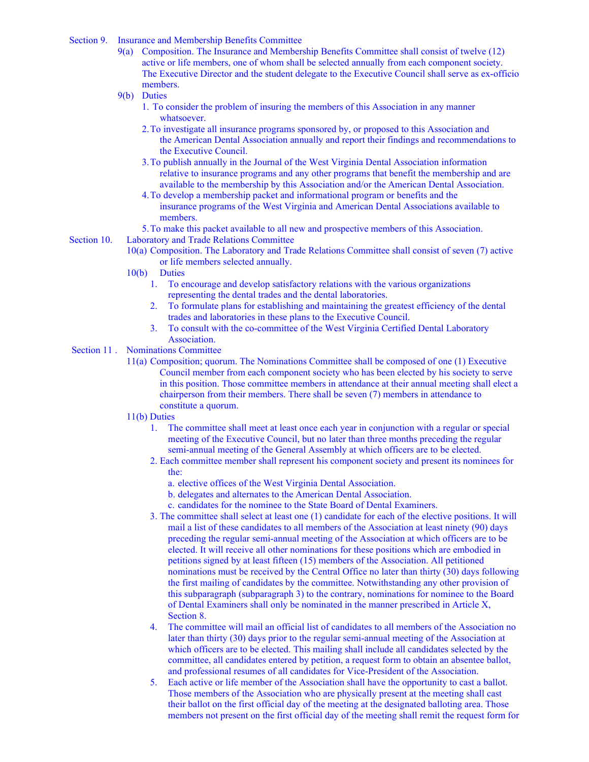Section 9. Insurance and Membership Benefits Committee

9(a) Composition. The Insurance and Membership Benefits Committee shall consist of twelve (12) active or life members, one of whom shall be selected annually from each component society. The Executive Director and the student delegate to the Executive Council shall serve as ex-officio members.

9(b) Duties

1. To consider the problem of insuring the members of this Association in any manner whatsoever.
2. To investigate all insurance programs sponsored by, or proposed to this Association and the American Dental Association annually and report their findings and recommendations to the Executive Council.
3. To publish annually in the Journal of the West Virginia Dental Association information relative to insurance programs and any other programs that benefit the membership and are available to the membership by this Association and/or the American Dental Association.
4. To develop a membership packet and informational program or benefits and the insurance programs of the West Virginia and American Dental Associations available to members.
5. To make this packet available to all new and prospective members of this Association.

Section 10. Laboratory and Trade Relations Committee

10(a) Composition. The Laboratory and Trade Relations Committee shall consist of seven (7) active or life members selected annually.

10(b) Duties

1. To encourage and develop satisfactory relations with the various organizations representing the dental trades and the dental laboratories.
2. To formulate plans for establishing and maintaining the greatest efficiency of the dental trades and laboratories in these plans to the Executive Council.
3. To consult with the co-committee of the West Virginia Certified Dental Laboratory Association.

Section 11 . Nominations Committee

11(a) Composition; quorum. The Nominations Committee shall be composed of one (1) Executive Council member from each component society who has been elected by his society to serve in this position. Those committee members in attendance at their annual meeting shall elect a chairperson from their members. There shall be seven (7) members in attendance to constitute a quorum.

11(b) Duties

1. The committee shall meet at least once each year in conjunction with a regular or special meeting of the Executive Council, but no later than three months preceding the regular semi-annual meeting of the General Assembly at which officers are to be elected.
2. Each committee member shall represent his component society and present its nominees for the:
   a. elective offices of the West Virginia Dental Association.
   b. delegates and alternates to the American Dental Association.
   c. candidates for the nominee to the State Board of Dental Examiners.
3. The committee shall select at least one (1) candidate for each of the elective positions. It will mail a list of these candidates to all members of the Association at least ninety (90) days preceding the regular semi-annual meeting of the Association at which officers are to be elected. It will receive all other nominations for these positions which are embodied in petitions signed by at least fifteen (15) members of the Association. All petitioned nominations must be received by the Central Office no later than thirty (30) days following the first mailing of candidates by the committee. Notwithstanding any other provision of this subparagraph (subparagraph 3) to the contrary, nominations for nominee to the Board of Dental Examiners shall only be nominated in the manner prescribed in Article X, Section 8.
4. The committee will mail an official list of candidates to all members of the Association no later than thirty (30) days prior to the regular semi-annual meeting of the Association at which officers are to be elected. This mailing shall include all candidates selected by the committee, all candidates entered by petition, a request form to obtain an absentee ballot, and professional resumes of all candidates for Vice-President of the Association.
5. Each active or life member of the Association shall have the opportunity to cast a ballot. Those members of the Association who are physically present at the meeting shall cast their ballot on the first official day of the meeting at the designated balloting area. Those members not present on the first official day of the meeting shall remit the request form for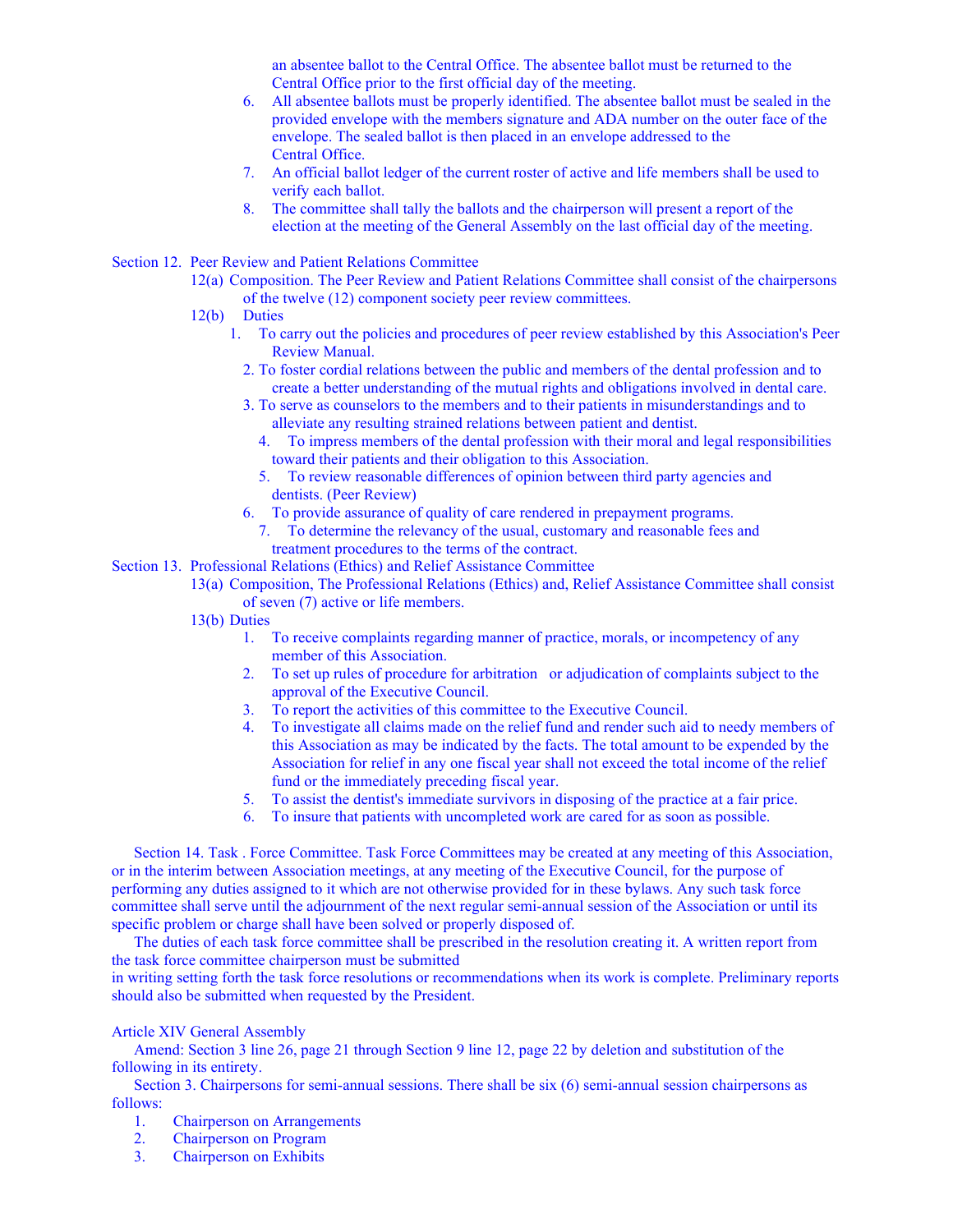an absentee ballot to the Central Office. The absentee ballot must be returned to the Central Office prior to the first official day of the meeting.

6. All absentee ballots must be properly identified. The absentee ballot must be sealed in the provided envelope with the members signature and ADA number on the outer face of the envelope. The sealed ballot is then placed in an envelope addressed to the Central Office.
7. An official ballot ledger of the current roster of active and life members shall be used to verify each ballot.
8. The committee shall tally the ballots and the chairperson will present a report of the election at the meeting of the General Assembly on the last official day of the meeting.

Section 12. Peer Review and Patient Relations Committee

12(a) Composition. The Peer Review and Patient Relations Committee shall consist of the chairpersons of the twelve (12) component society peer review committees.

12(b) Duties

1. To carry out the policies and procedures of peer review established by this Association's Peer Review Manual.
2. To foster cordial relations between the public and members of the dental profession and to create a better understanding of the mutual rights and obligations involved in dental care.
3. To serve as counselors to the members and to their patients in misunderstandings and to alleviate any resulting strained relations between patient and dentist.
4. To impress members of the dental profession with their moral and legal responsibilities toward their patients and their obligation to this Association.
5. To review reasonable differences of opinion between third party agencies and dentists. (Peer Review)
6. To provide assurance of quality of care rendered in prepayment programs.
7. To determine the relevancy of the usual, customary and reasonable fees and treatment procedures to the terms of the contract.

Section 13. Professional Relations (Ethics) and Relief Assistance Committee

13(a) Composition, The Professional Relations (Ethics) and, Relief Assistance Committee shall consist of seven (7) active or life members.

13(b) Duties

1. To receive complaints regarding manner of practice, morals, or incompetency of any member of this Association.
2. To set up rules of procedure for arbitration or adjudication of complaints subject to the approval of the Executive Council.
3. To report the activities of this committee to the Executive Council.
4. To investigate all claims made on the relief fund and render such aid to needy members of this Association as may be indicated by the facts. The total amount to be expended by the Association for relief in any one fiscal year shall not exceed the total income of the relief fund or the immediately preceding fiscal year.
5. To assist the dentist's immediate survivors in disposing of the practice at a fair price.
6. To insure that patients with uncompleted work are cared for as soon as possible.

Section 14. Task . Force Committee. Task Force Committees may be created at any meeting of this Association, or in the interim between Association meetings, at any meeting of the Executive Council, for the purpose of performing any duties assigned to it which are not otherwise provided for in these bylaws. Any such task force committee shall serve until the adjournment of the next regular semi-annual session of the Association or until its specific problem or charge shall have been solved or properly disposed of.

The duties of each task force committee shall be prescribed in the resolution creating it. A written report from the task force committee chairperson must be submitted in writing setting forth the task force resolutions or recommendations when its work is complete. Preliminary reports should also be submitted when requested by the President.

Article XIV General Assembly

Amend: Section 3 line 26, page 21 through Section 9 line 12, page 22 by deletion and substitution of the following in its entirety.

Section 3. Chairpersons for semi-annual sessions. There shall be six (6) semi-annual session chairpersons as follows:

1. Chairperson on Arrangements
2. Chairperson on Program
3. Chairperson on Exhibits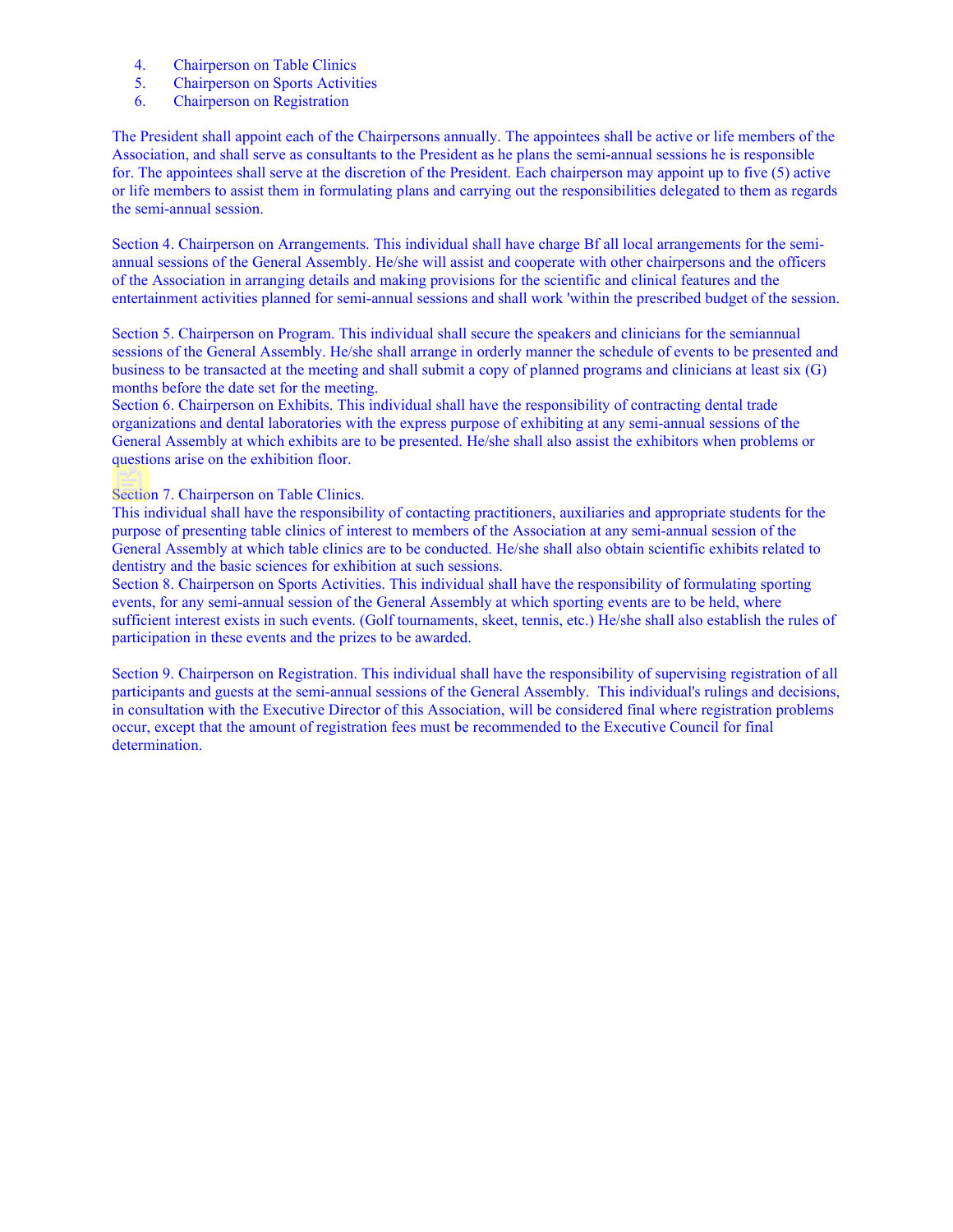4. Chairperson on Table Clinics
5. Chairperson on Sports Activities
6. Chairperson on Registration

The President shall appoint each of the Chairpersons annually. The appointees shall be active or life members of the Association, and shall serve as consultants to the President as he plans the semi-annual sessions he is responsible for. The appointees shall serve at the discretion of the President. Each chairperson may appoint up to five (5) active or life members to assist them in formulating plans and carrying out the responsibilities delegated to them as regards the semi-annual session.

Section 4. Chairperson on Arrangements. This individual shall have charge Bf all local arrangements for the semi-annual sessions of the General Assembly. He/she will assist and cooperate with other chairpersons and the officers of the Association in arranging details and making provisions for the scientific and clinical features and the entertainment activities planned for semi-annual sessions and shall work 'within the prescribed budget of the session.

Section 5. Chairperson on Program. This individual shall secure the speakers and clinicians for the semiannual sessions of the General Assembly. He/she shall arrange in orderly manner the schedule of events to be presented and business to be transacted at the meeting and shall submit a copy of planned programs and clinicians at least six (G) months before the date set for the meeting.

Section 6. Chairperson on Exhibits. This individual shall have the responsibility of contracting dental trade organizations and dental laboratories with the express purpose of exhibiting at any semi-annual sessions of the General Assembly at which exhibits are to be presented. He/she shall also assist the exhibitors when problems or questions arise on the exhibition floor.

Section 7. Chairperson on Table Clinics.

This individual shall have the responsibility of contacting practitioners, auxiliaries and appropriate students for the purpose of presenting table clinics of interest to members of the Association at any semi-annual session of the General Assembly at which table clinics are to be conducted. He/she shall also obtain scientific exhibits related to dentistry and the basic sciences for exhibition at such sessions.

Section 8. Chairperson on Sports Activities. This individual shall have the responsibility of formulating sporting events, for any semi-annual session of the General Assembly at which sporting events are to be held, where sufficient interest exists in such events. (Golf tournaments, skeet, tennis, etc.) He/she shall also establish the rules of participation in these events and the prizes to be awarded.

Section 9. Chairperson on Registration. This individual shall have the responsibility of supervising registration of all participants and guests at the semi-annual sessions of the General Assembly. This individual's rulings and decisions, in consultation with the Executive Director of this Association, will be considered final where registration problems occur, except that the amount of registration fees must be recommended to the Executive Council for final determination.